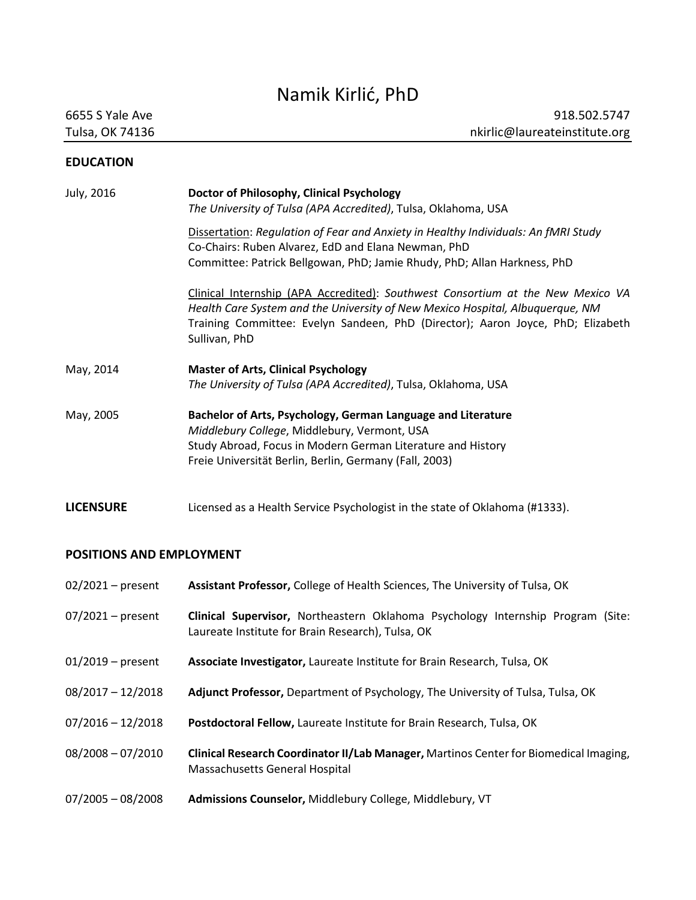# Namik Kirlić, PhD

6655 S Yale Ave
Tulsa, OK 74136

918.502.5747
nkirlic@laureateinstitute.org

## EDUCATION

**July, 2016** — **Doctor of Philosophy, Clinical Psychology**
*The University of Tulsa (APA Accredited)*, Tulsa, Oklahoma, USA

Dissertation: *Regulation of Fear and Anxiety in Healthy Individuals: An fMRI Study*
Co-Chairs: Ruben Alvarez, EdD and Elana Newman, PhD
Committee: Patrick Bellgowan, PhD; Jamie Rhudy, PhD; Allan Harkness, PhD

Clinical Internship (APA Accredited): *Southwest Consortium at the New Mexico VA Health Care System and the University of New Mexico Hospital, Albuquerque, NM*
Training Committee: Evelyn Sandeen, PhD (Director); Aaron Joyce, PhD; Elizabeth Sullivan, PhD

**May, 2014** — **Master of Arts, Clinical Psychology**
*The University of Tulsa (APA Accredited)*, Tulsa, Oklahoma, USA

**May, 2005** — **Bachelor of Arts, Psychology, German Language and Literature**
*Middlebury College*, Middlebury, Vermont, USA
Study Abroad, Focus in Modern German Literature and History
Freie Universität Berlin, Berlin, Germany (Fall, 2003)

## LICENSURE

Licensed as a Health Service Psychologist in the state of Oklahoma (#1333).

## POSITIONS AND EMPLOYMENT

- 02/2021 – present: **Assistant Professor,** College of Health Sciences, The University of Tulsa, OK
- 07/2021 – present: **Clinical Supervisor,** Northeastern Oklahoma Psychology Internship Program (Site: Laureate Institute for Brain Research), Tulsa, OK
- 01/2019 – present: **Associate Investigator,** Laureate Institute for Brain Research, Tulsa, OK
- 08/2017 – 12/2018: **Adjunct Professor,** Department of Psychology, The University of Tulsa, Tulsa, OK
- 07/2016 – 12/2018: **Postdoctoral Fellow,** Laureate Institute for Brain Research, Tulsa, OK
- 08/2008 – 07/2010: **Clinical Research Coordinator II/Lab Manager,** Martinos Center for Biomedical Imaging, Massachusetts General Hospital
- 07/2005 – 08/2008: **Admissions Counselor,** Middlebury College, Middlebury, VT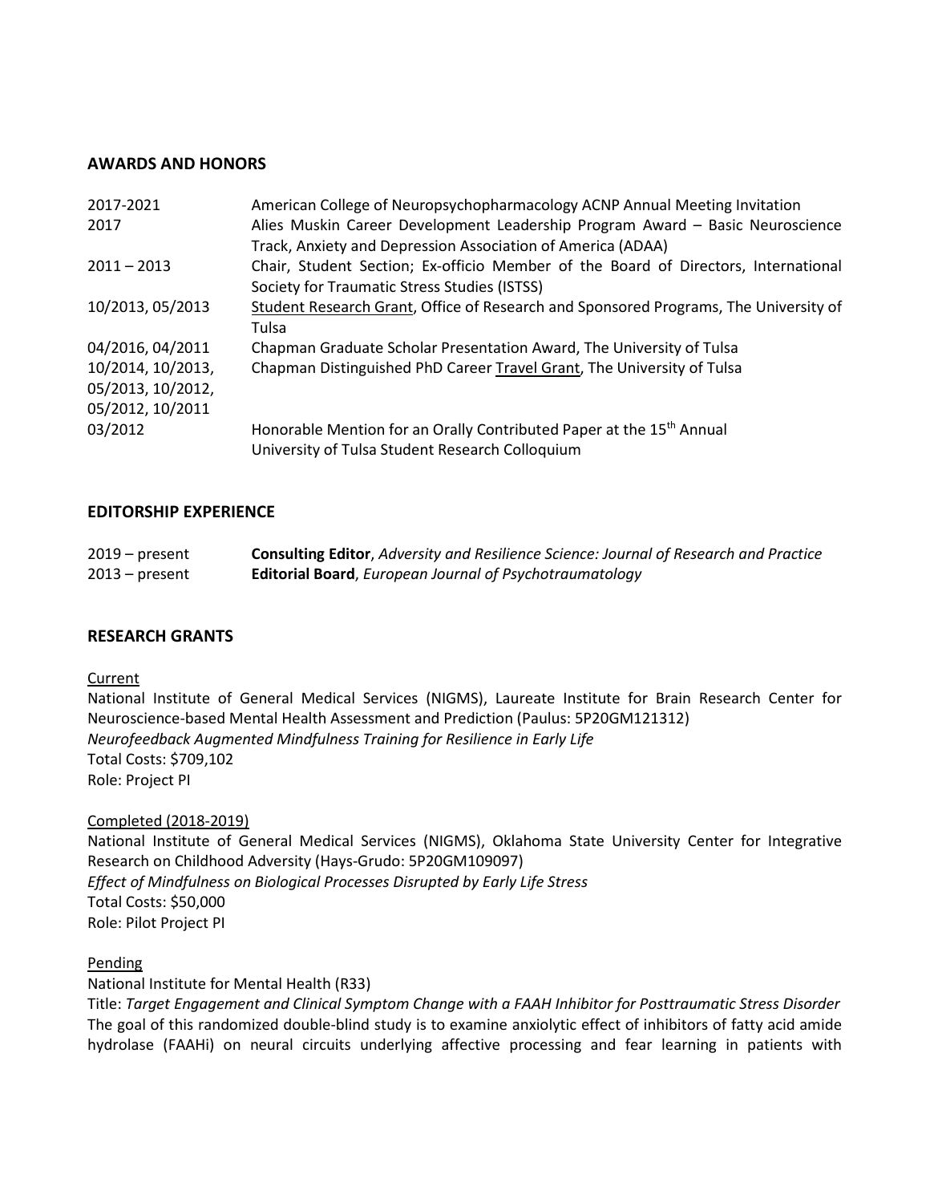## AWARDS AND HONORS

| | |
|---|---|
| 2017-2021 | American College of Neuropsychopharmacology ACNP Annual Meeting Invitation |
| 2017 | Alies Muskin Career Development Leadership Program Award – Basic Neuroscience Track, Anxiety and Depression Association of America (ADAA) |
| 2011 – 2013 | Chair, Student Section; Ex-officio Member of the Board of Directors, International Society for Traumatic Stress Studies (ISTSS) |
| 10/2013, 05/2013 | Student Research Grant, Office of Research and Sponsored Programs, The University of Tulsa |
| 04/2016, 04/2011 | Chapman Graduate Scholar Presentation Award, The University of Tulsa |
| 10/2014, 10/2013, 05/2013, 10/2012, 05/2012, 10/2011 | Chapman Distinguished PhD Career Travel Grant, The University of Tulsa |
| 03/2012 | Honorable Mention for an Orally Contributed Paper at the 15th Annual University of Tulsa Student Research Colloquium |

## EDITORSHIP EXPERIENCE

| | |
|---|---|
| 2019 – present | **Consulting Editor**, *Adversity and Resilience Science: Journal of Research and Practice* |
| 2013 – present | **Editorial Board**, *European Journal of Psychotraumatology* |

## RESEARCH GRANTS

Current

National Institute of General Medical Services (NIGMS), Laureate Institute for Brain Research Center for Neuroscience-based Mental Health Assessment and Prediction (Paulus: 5P20GM121312)
*Neurofeedback Augmented Mindfulness Training for Resilience in Early Life*
Total Costs: $709,102
Role: Project PI

Completed (2018-2019)

National Institute of General Medical Services (NIGMS), Oklahoma State University Center for Integrative Research on Childhood Adversity (Hays-Grudo: 5P20GM109097)
*Effect of Mindfulness on Biological Processes Disrupted by Early Life Stress*
Total Costs: $50,000
Role: Pilot Project PI

Pending

National Institute for Mental Health (R33)
Title: *Target Engagement and Clinical Symptom Change with a FAAH Inhibitor for Posttraumatic Stress Disorder*
The goal of this randomized double-blind study is to examine anxiolytic effect of inhibitors of fatty acid amide hydrolase (FAAHi) on neural circuits underlying affective processing and fear learning in patients with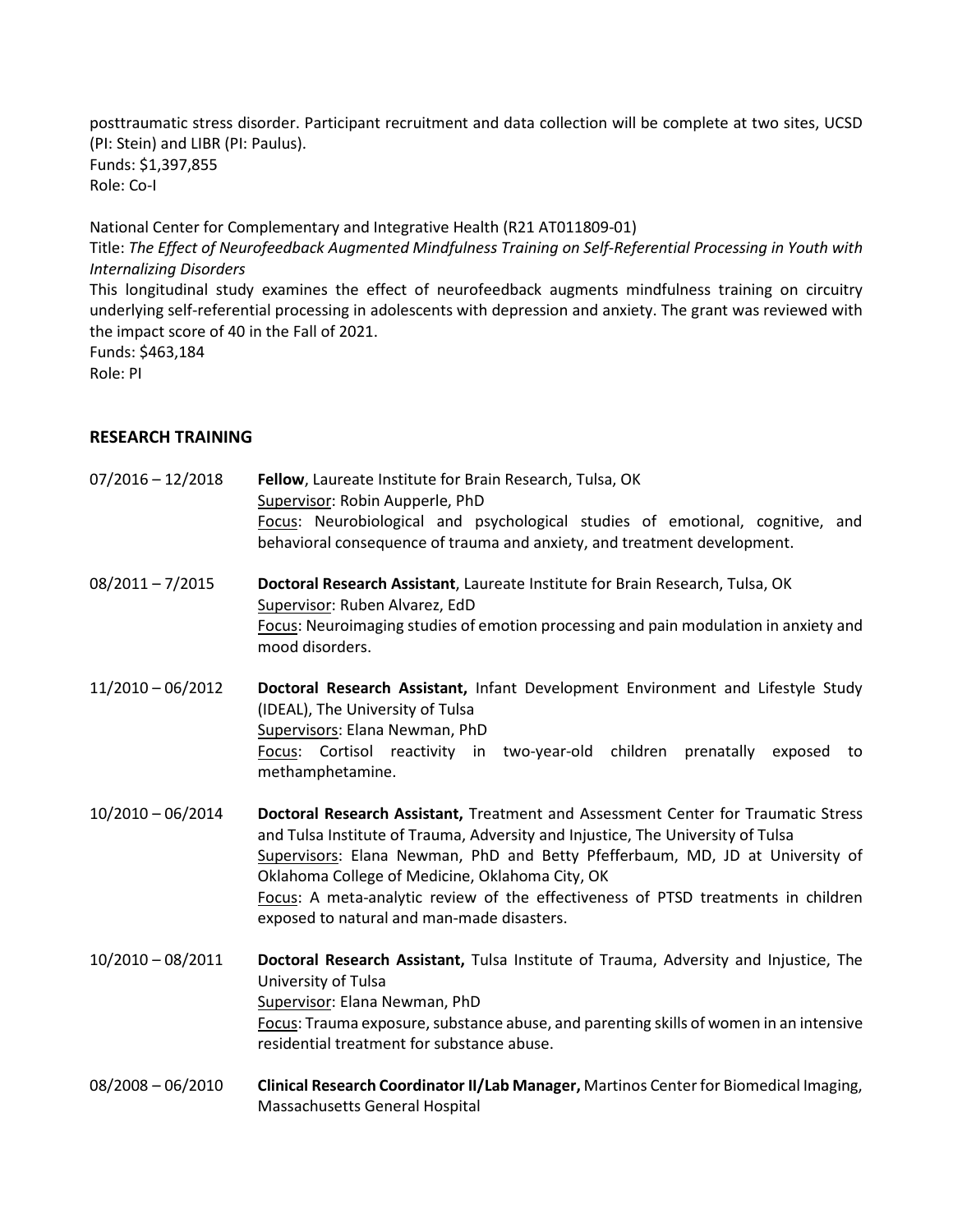posttraumatic stress disorder. Participant recruitment and data collection will be complete at two sites, UCSD (PI: Stein) and LIBR (PI: Paulus).
Funds: $1,397,855
Role: Co-I

National Center for Complementary and Integrative Health (R21 AT011809-01)
Title: *The Effect of Neurofeedback Augmented Mindfulness Training on Self-Referential Processing in Youth with Internalizing Disorders*
This longitudinal study examines the effect of neurofeedback augments mindfulness training on circuitry underlying self-referential processing in adolescents with depression and anxiety. The grant was reviewed with the impact score of 40 in the Fall of 2021.
Funds: $463,184
Role: PI

## RESEARCH TRAINING

07/2016 – 12/2018 **Fellow**, Laureate Institute for Brain Research, Tulsa, OK
Supervisor: Robin Aupperle, PhD
Focus: Neurobiological and psychological studies of emotional, cognitive, and behavioral consequence of trauma and anxiety, and treatment development.

08/2011 – 7/2015 **Doctoral Research Assistant**, Laureate Institute for Brain Research, Tulsa, OK
Supervisor: Ruben Alvarez, EdD
Focus: Neuroimaging studies of emotion processing and pain modulation in anxiety and mood disorders.

11/2010 – 06/2012 **Doctoral Research Assistant,** Infant Development Environment and Lifestyle Study (IDEAL), The University of Tulsa
Supervisors: Elana Newman, PhD
Focus: Cortisol reactivity in two-year-old children prenatally exposed to methamphetamine.

10/2010 – 06/2014 **Doctoral Research Assistant,** Treatment and Assessment Center for Traumatic Stress and Tulsa Institute of Trauma, Adversity and Injustice, The University of Tulsa
Supervisors: Elana Newman, PhD and Betty Pfefferbaum, MD, JD at University of Oklahoma College of Medicine, Oklahoma City, OK
Focus: A meta-analytic review of the effectiveness of PTSD treatments in children exposed to natural and man-made disasters.

10/2010 – 08/2011 **Doctoral Research Assistant,** Tulsa Institute of Trauma, Adversity and Injustice, The University of Tulsa
Supervisor: Elana Newman, PhD
Focus: Trauma exposure, substance abuse, and parenting skills of women in an intensive residential treatment for substance abuse.

08/2008 – 06/2010 **Clinical Research Coordinator II/Lab Manager,** Martinos Center for Biomedical Imaging, Massachusetts General Hospital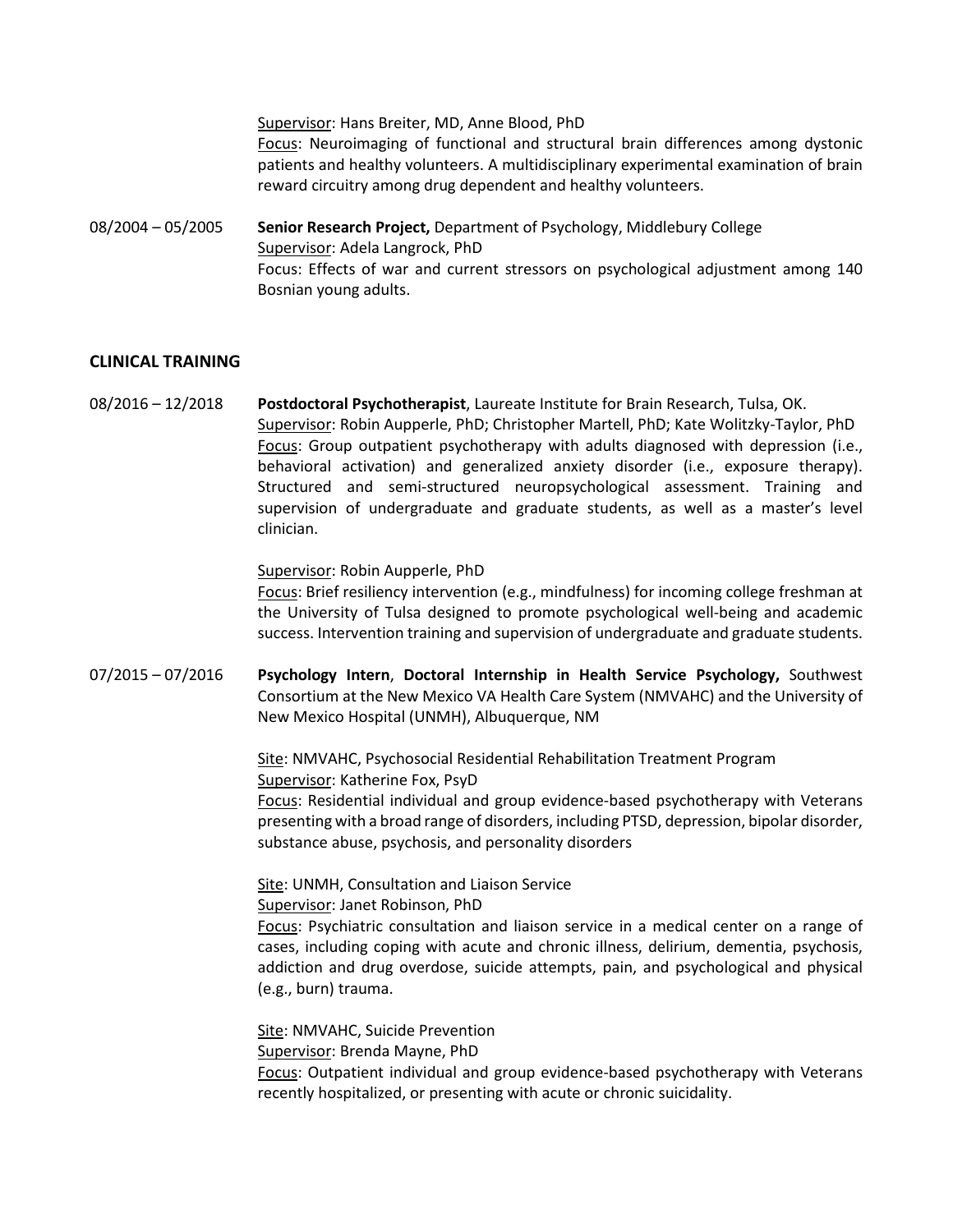Supervisor: Hans Breiter, MD, Anne Blood, PhD
Focus: Neuroimaging of functional and structural brain differences among dystonic patients and healthy volunteers. A multidisciplinary experimental examination of brain reward circuitry among drug dependent and healthy volunteers.

08/2004 – 05/2005 **Senior Research Project,** Department of Psychology, Middlebury College
Supervisor: Adela Langrock, PhD
Focus: Effects of war and current stressors on psychological adjustment among 140 Bosnian young adults.

## CLINICAL TRAINING

08/2016 – 12/2018 **Postdoctoral Psychotherapist**, Laureate Institute for Brain Research, Tulsa, OK.
Supervisor: Robin Aupperle, PhD; Christopher Martell, PhD; Kate Wolitzky-Taylor, PhD
Focus: Group outpatient psychotherapy with adults diagnosed with depression (i.e., behavioral activation) and generalized anxiety disorder (i.e., exposure therapy). Structured and semi-structured neuropsychological assessment. Training and supervision of undergraduate and graduate students, as well as a master's level clinician.

Supervisor: Robin Aupperle, PhD
Focus: Brief resiliency intervention (e.g., mindfulness) for incoming college freshman at the University of Tulsa designed to promote psychological well-being and academic success. Intervention training and supervision of undergraduate and graduate students.

07/2015 – 07/2016 **Psychology Intern**, **Doctoral Internship in Health Service Psychology,** Southwest Consortium at the New Mexico VA Health Care System (NMVAHC) and the University of New Mexico Hospital (UNMH), Albuquerque, NM

Site: NMVAHC, Psychosocial Residential Rehabilitation Treatment Program
Supervisor: Katherine Fox, PsyD
Focus: Residential individual and group evidence-based psychotherapy with Veterans presenting with a broad range of disorders, including PTSD, depression, bipolar disorder, substance abuse, psychosis, and personality disorders

Site: UNMH, Consultation and Liaison Service
Supervisor: Janet Robinson, PhD
Focus: Psychiatric consultation and liaison service in a medical center on a range of cases, including coping with acute and chronic illness, delirium, dementia, psychosis, addiction and drug overdose, suicide attempts, pain, and psychological and physical (e.g., burn) trauma.

Site: NMVAHC, Suicide Prevention
Supervisor: Brenda Mayne, PhD
Focus: Outpatient individual and group evidence-based psychotherapy with Veterans recently hospitalized, or presenting with acute or chronic suicidality.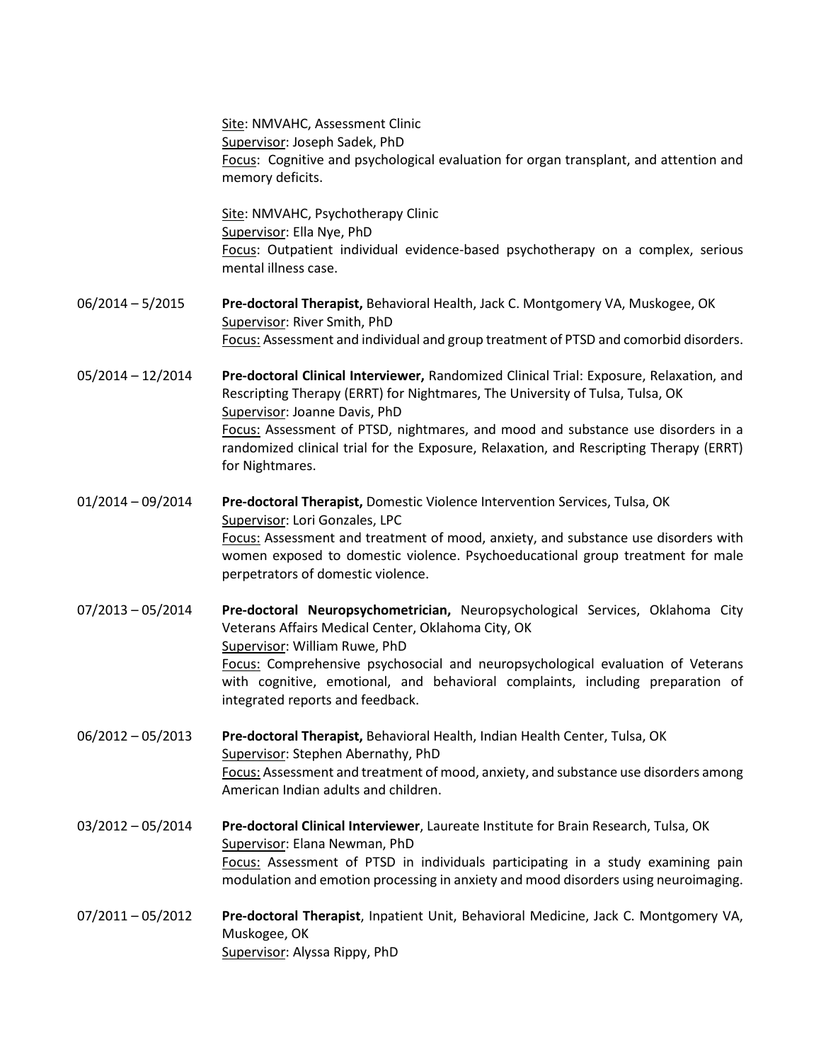Site: NMVAHC, Assessment Clinic
Supervisor: Joseph Sadek, PhD
Focus: Cognitive and psychological evaluation for organ transplant, and attention and memory deficits.

Site: NMVAHC, Psychotherapy Clinic
Supervisor: Ella Nye, PhD
Focus: Outpatient individual evidence-based psychotherapy on a complex, serious mental illness case.

06/2014 – 5/2015 **Pre-doctoral Therapist,** Behavioral Health, Jack C. Montgomery VA, Muskogee, OK
Supervisor: River Smith, PhD
Focus: Assessment and individual and group treatment of PTSD and comorbid disorders.

05/2014 – 12/2014 **Pre-doctoral Clinical Interviewer,** Randomized Clinical Trial: Exposure, Relaxation, and Rescripting Therapy (ERRT) for Nightmares, The University of Tulsa, Tulsa, OK
Supervisor: Joanne Davis, PhD
Focus: Assessment of PTSD, nightmares, and mood and substance use disorders in a randomized clinical trial for the Exposure, Relaxation, and Rescripting Therapy (ERRT) for Nightmares.

01/2014 – 09/2014 **Pre-doctoral Therapist,** Domestic Violence Intervention Services, Tulsa, OK
Supervisor: Lori Gonzales, LPC
Focus: Assessment and treatment of mood, anxiety, and substance use disorders with women exposed to domestic violence. Psychoeducational group treatment for male perpetrators of domestic violence.

07/2013 – 05/2014 **Pre-doctoral Neuropsychometrician,** Neuropsychological Services, Oklahoma City Veterans Affairs Medical Center, Oklahoma City, OK
Supervisor: William Ruwe, PhD
Focus: Comprehensive psychosocial and neuropsychological evaluation of Veterans with cognitive, emotional, and behavioral complaints, including preparation of integrated reports and feedback.

06/2012 – 05/2013 **Pre-doctoral Therapist,** Behavioral Health, Indian Health Center, Tulsa, OK
Supervisor: Stephen Abernathy, PhD
Focus: Assessment and treatment of mood, anxiety, and substance use disorders among American Indian adults and children.

03/2012 – 05/2014 **Pre-doctoral Clinical Interviewer**, Laureate Institute for Brain Research, Tulsa, OK
Supervisor: Elana Newman, PhD
Focus: Assessment of PTSD in individuals participating in a study examining pain modulation and emotion processing in anxiety and mood disorders using neuroimaging.

07/2011 – 05/2012 **Pre-doctoral Therapist**, Inpatient Unit, Behavioral Medicine, Jack C. Montgomery VA, Muskogee, OK
Supervisor: Alyssa Rippy, PhD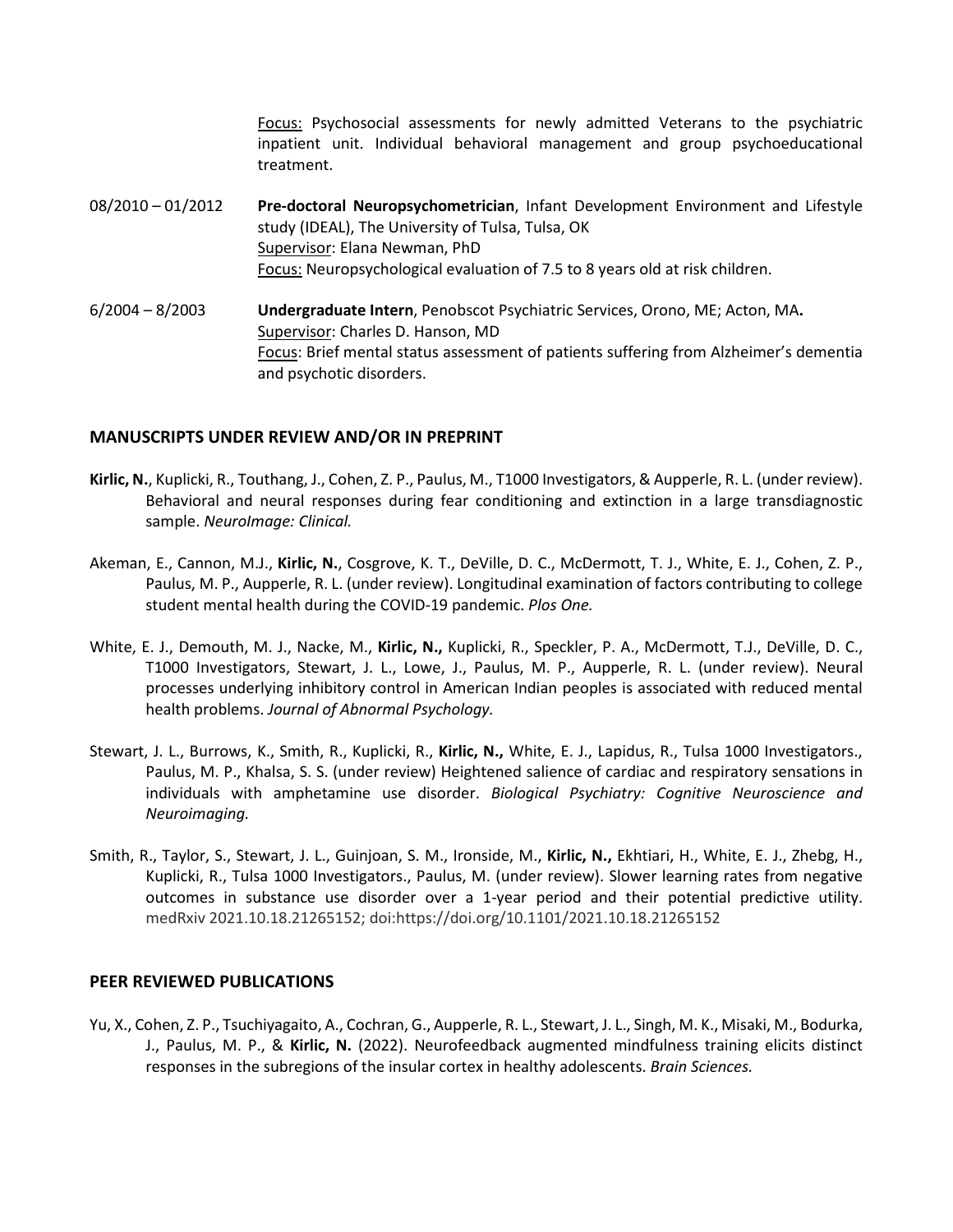Focus: Psychosocial assessments for newly admitted Veterans to the psychiatric inpatient unit. Individual behavioral management and group psychoeducational treatment.

08/2010 – 01/2012 **Pre-doctoral Neuropsychometrician**, Infant Development Environment and Lifestyle study (IDEAL), The University of Tulsa, Tulsa, OK
Supervisor: Elana Newman, PhD
Focus: Neuropsychological evaluation of 7.5 to 8 years old at risk children.

6/2004 – 8/2003 **Undergraduate Intern**, Penobscot Psychiatric Services, Orono, ME; Acton, MA**.**
Supervisor: Charles D. Hanson, MD
Focus: Brief mental status assessment of patients suffering from Alzheimer's dementia and psychotic disorders.

## MANUSCRIPTS UNDER REVIEW AND/OR IN PREPRINT

**Kirlic, N.**, Kuplicki, R., Touthang, J., Cohen, Z. P., Paulus, M., T1000 Investigators, & Aupperle, R. L. (under review). Behavioral and neural responses during fear conditioning and extinction in a large transdiagnostic sample. *NeuroImage: Clinical.*

Akeman, E., Cannon, M.J., **Kirlic, N.**, Cosgrove, K. T., DeVille, D. C., McDermott, T. J., White, E. J., Cohen, Z. P., Paulus, M. P., Aupperle, R. L. (under review). Longitudinal examination of factors contributing to college student mental health during the COVID-19 pandemic. *Plos One.*

White, E. J., Demouth, M. J., Nacke, M., **Kirlic, N.,** Kuplicki, R., Speckler, P. A., McDermott, T.J., DeVille, D. C., T1000 Investigators, Stewart, J. L., Lowe, J., Paulus, M. P., Aupperle, R. L. (under review). Neural processes underlying inhibitory control in American Indian peoples is associated with reduced mental health problems. *Journal of Abnormal Psychology.*

Stewart, J. L., Burrows, K., Smith, R., Kuplicki, R., **Kirlic, N.,** White, E. J., Lapidus, R., Tulsa 1000 Investigators., Paulus, M. P., Khalsa, S. S. (under review) Heightened salience of cardiac and respiratory sensations in individuals with amphetamine use disorder. *Biological Psychiatry: Cognitive Neuroscience and Neuroimaging.*

Smith, R., Taylor, S., Stewart, J. L., Guinjoan, S. M., Ironside, M., **Kirlic, N.,** Ekhtiari, H., White, E. J., Zhebg, H., Kuplicki, R., Tulsa 1000 Investigators., Paulus, M. (under review). Slower learning rates from negative outcomes in substance use disorder over a 1-year period and their potential predictive utility. medRxiv 2021.10.18.21265152; doi:https://doi.org/10.1101/2021.10.18.21265152

## PEER REVIEWED PUBLICATIONS

Yu, X., Cohen, Z. P., Tsuchiyagaito, A., Cochran, G., Aupperle, R. L., Stewart, J. L., Singh, M. K., Misaki, M., Bodurka, J., Paulus, M. P., & **Kirlic, N.** (2022). Neurofeedback augmented mindfulness training elicits distinct responses in the subregions of the insular cortex in healthy adolescents. *Brain Sciences.*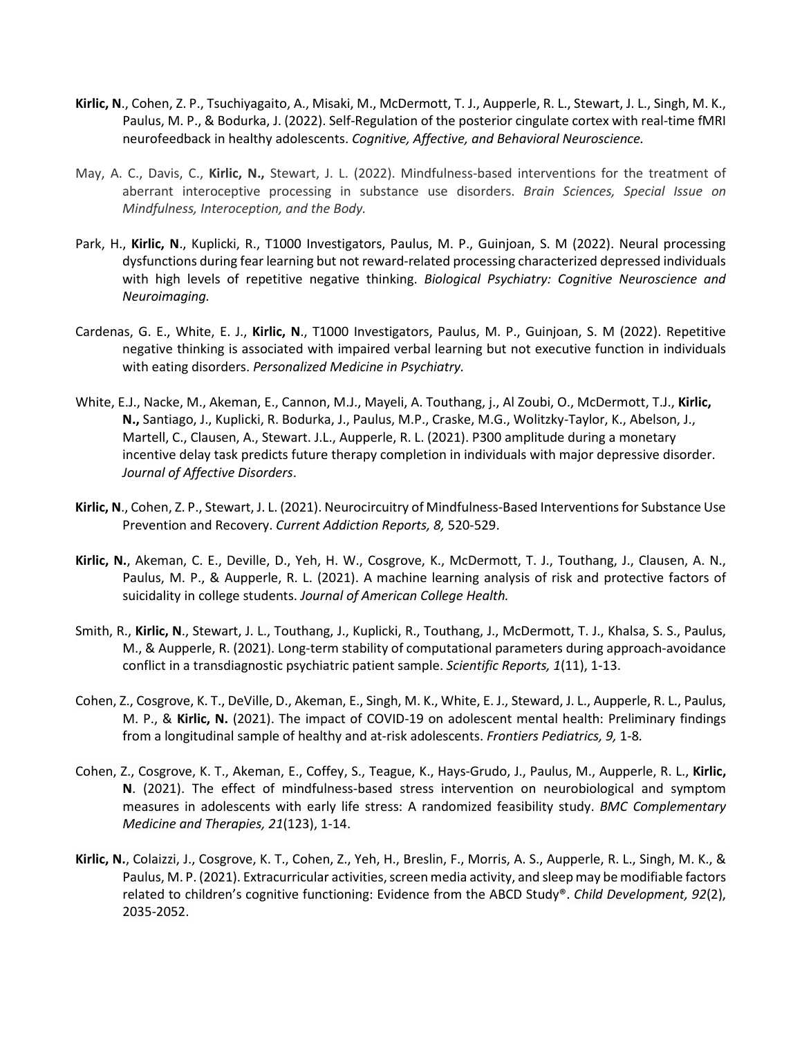**Kirlic, N**., Cohen, Z. P., Tsuchiyagaito, A., Misaki, M., McDermott, T. J., Aupperle, R. L., Stewart, J. L., Singh, M. K., Paulus, M. P., & Bodurka, J. (2022). Self-Regulation of the posterior cingulate cortex with real-time fMRI neurofeedback in healthy adolescents. *Cognitive, Affective, and Behavioral Neuroscience.*

May, A. C., Davis, C., **Kirlic, N.,** Stewart, J. L. (2022). Mindfulness-based interventions for the treatment of aberrant interoceptive processing in substance use disorders. *Brain Sciences, Special Issue on Mindfulness, Interoception, and the Body.*

Park, H., **Kirlic, N**., Kuplicki, R., T1000 Investigators, Paulus, M. P., Guinjoan, S. M (2022). Neural processing dysfunctions during fear learning but not reward-related processing characterized depressed individuals with high levels of repetitive negative thinking. *Biological Psychiatry: Cognitive Neuroscience and Neuroimaging.*

Cardenas, G. E., White, E. J., **Kirlic, N**., T1000 Investigators, Paulus, M. P., Guinjoan, S. M (2022). Repetitive negative thinking is associated with impaired verbal learning but not executive function in individuals with eating disorders. *Personalized Medicine in Psychiatry.*

White, E.J., Nacke, M., Akeman, E., Cannon, M.J., Mayeli, A. Touthang, j., Al Zoubi, O., McDermott, T.J., **Kirlic, N.,** Santiago, J., Kuplicki, R. Bodurka, J., Paulus, M.P., Craske, M.G., Wolitzky-Taylor, K., Abelson, J., Martell, C., Clausen, A., Stewart. J.L., Aupperle, R. L. (2021). P300 amplitude during a monetary incentive delay task predicts future therapy completion in individuals with major depressive disorder. *Journal of Affective Disorders*.

**Kirlic, N**., Cohen, Z. P., Stewart, J. L. (2021). Neurocircuitry of Mindfulness-Based Interventions for Substance Use Prevention and Recovery. *Current Addiction Reports, 8,* 520-529.

**Kirlic, N.**, Akeman, C. E., Deville, D., Yeh, H. W., Cosgrove, K., McDermott, T. J., Touthang, J., Clausen, A. N., Paulus, M. P., & Aupperle, R. L. (2021). A machine learning analysis of risk and protective factors of suicidality in college students. *Journal of American College Health.*

Smith, R., **Kirlic, N**., Stewart, J. L., Touthang, J., Kuplicki, R., Touthang, J., McDermott, T. J., Khalsa, S. S., Paulus, M., & Aupperle, R. (2021). Long-term stability of computational parameters during approach-avoidance conflict in a transdiagnostic psychiatric patient sample. *Scientific Reports, 1*(11), 1-13.

Cohen, Z., Cosgrove, K. T., DeVille, D., Akeman, E., Singh, M. K., White, E. J., Steward, J. L., Aupperle, R. L., Paulus, M. P., & **Kirlic, N.** (2021). The impact of COVID-19 on adolescent mental health: Preliminary findings from a longitudinal sample of healthy and at-risk adolescents. *Frontiers Pediatrics, 9,* 1-8.

Cohen, Z., Cosgrove, K. T., Akeman, E., Coffey, S., Teague, K., Hays-Grudo, J., Paulus, M., Aupperle, R. L., **Kirlic, N**. (2021). The effect of mindfulness-based stress intervention on neurobiological and symptom measures in adolescents with early life stress: A randomized feasibility study. *BMC Complementary Medicine and Therapies, 21*(123), 1-14.

**Kirlic, N.**, Colaizzi, J., Cosgrove, K. T., Cohen, Z., Yeh, H., Breslin, F., Morris, A. S., Aupperle, R. L., Singh, M. K., & Paulus, M. P. (2021). Extracurricular activities, screen media activity, and sleep may be modifiable factors related to children's cognitive functioning: Evidence from the ABCD Study®. *Child Development, 92*(2), 2035-2052.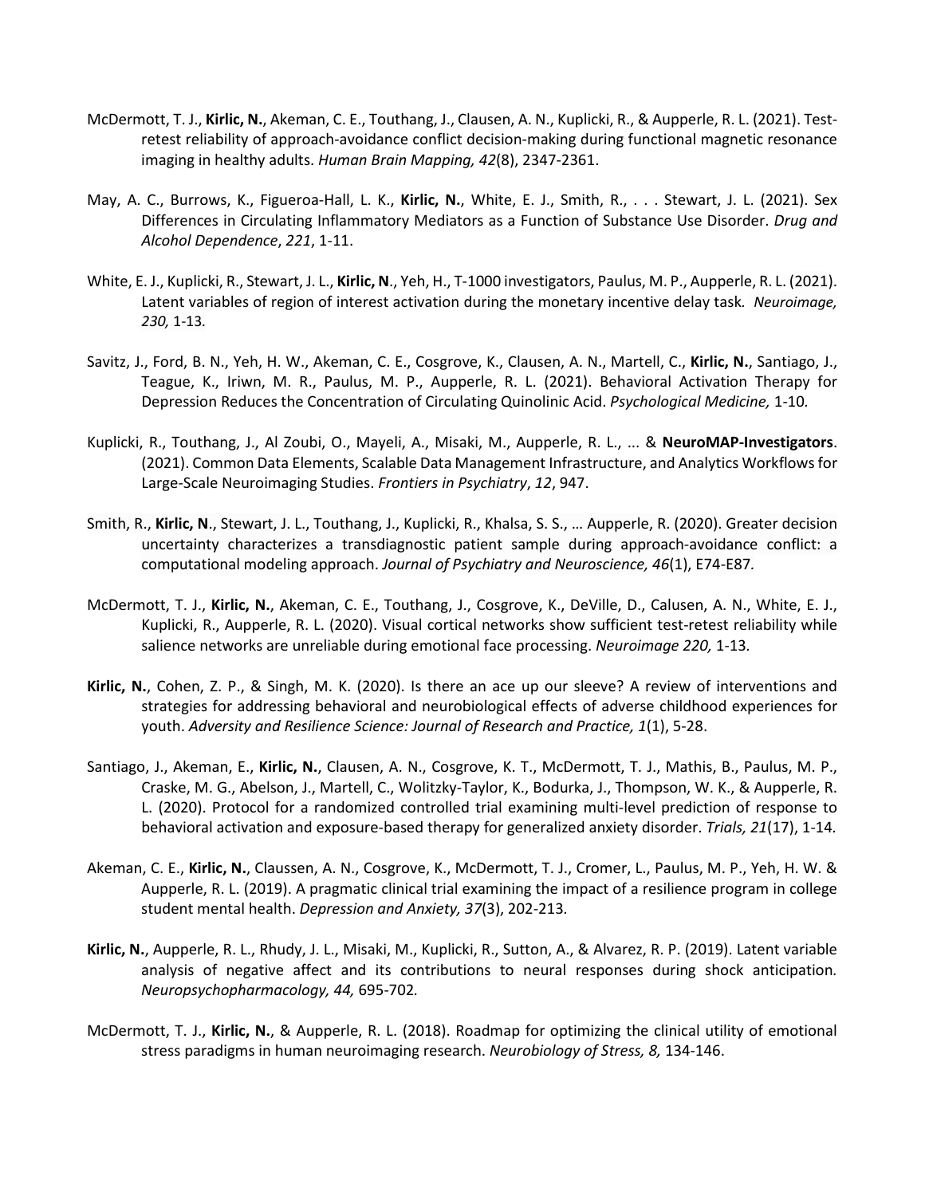McDermott, T. J., **Kirlic, N.**, Akeman, C. E., Touthang, J., Clausen, A. N., Kuplicki, R., & Aupperle, R. L. (2021). Test-retest reliability of approach-avoidance conflict decision-making during functional magnetic resonance imaging in healthy adults. *Human Brain Mapping, 42*(8), 2347-2361.

May, A. C., Burrows, K., Figueroa-Hall, L. K., **Kirlic, N.**, White, E. J., Smith, R., . . . Stewart, J. L. (2021). Sex Differences in Circulating Inflammatory Mediators as a Function of Substance Use Disorder. *Drug and Alcohol Dependence*, *221*, 1-11.

White, E. J., Kuplicki, R., Stewart, J. L., **Kirlic, N**., Yeh, H., T-1000 investigators, Paulus, M. P., Aupperle, R. L. (2021). Latent variables of region of interest activation during the monetary incentive delay task. *Neuroimage, 230,* 1-13.

Savitz, J., Ford, B. N., Yeh, H. W., Akeman, C. E., Cosgrove, K., Clausen, A. N., Martell, C., **Kirlic, N.**, Santiago, J., Teague, K., Iriwn, M. R., Paulus, M. P., Aupperle, R. L. (2021). Behavioral Activation Therapy for Depression Reduces the Concentration of Circulating Quinolinic Acid. *Psychological Medicine,* 1-10.

Kuplicki, R., Touthang, J., Al Zoubi, O., Mayeli, A., Misaki, M., Aupperle, R. L., ... & **NeuroMAP-Investigators**. (2021). Common Data Elements, Scalable Data Management Infrastructure, and Analytics Workflows for Large-Scale Neuroimaging Studies. *Frontiers in Psychiatry*, *12*, 947.

Smith, R., **Kirlic, N**., Stewart, J. L., Touthang, J., Kuplicki, R., Khalsa, S. S., … Aupperle, R. (2020). Greater decision uncertainty characterizes a transdiagnostic patient sample during approach-avoidance conflict: a computational modeling approach. *Journal of Psychiatry and Neuroscience, 46*(1), E74-E87.

McDermott, T. J., **Kirlic, N.**, Akeman, C. E., Touthang, J., Cosgrove, K., DeVille, D., Calusen, A. N., White, E. J., Kuplicki, R., Aupperle, R. L. (2020). Visual cortical networks show sufficient test-retest reliability while salience networks are unreliable during emotional face processing. *Neuroimage 220,* 1-13.

**Kirlic, N.**, Cohen, Z. P., & Singh, M. K. (2020). Is there an ace up our sleeve? A review of interventions and strategies for addressing behavioral and neurobiological effects of adverse childhood experiences for youth. *Adversity and Resilience Science: Journal of Research and Practice, 1*(1), 5-28.

Santiago, J., Akeman, E., **Kirlic, N.**, Clausen, A. N., Cosgrove, K. T., McDermott, T. J., Mathis, B., Paulus, M. P., Craske, M. G., Abelson, J., Martell, C., Wolitzky-Taylor, K., Bodurka, J., Thompson, W. K., & Aupperle, R. L. (2020). Protocol for a randomized controlled trial examining multi-level prediction of response to behavioral activation and exposure-based therapy for generalized anxiety disorder. *Trials, 21*(17), 1-14.

Akeman, C. E., **Kirlic, N.**, Claussen, A. N., Cosgrove, K., McDermott, T. J., Cromer, L., Paulus, M. P., Yeh, H. W. & Aupperle, R. L. (2019). A pragmatic clinical trial examining the impact of a resilience program in college student mental health. *Depression and Anxiety, 37*(3), 202-213.

**Kirlic, N.**, Aupperle, R. L., Rhudy, J. L., Misaki, M., Kuplicki, R., Sutton, A., & Alvarez, R. P. (2019). Latent variable analysis of negative affect and its contributions to neural responses during shock anticipation*. Neuropsychopharmacology, 44,* 695-702*.*

McDermott, T. J., **Kirlic, N.**, & Aupperle, R. L. (2018). Roadmap for optimizing the clinical utility of emotional stress paradigms in human neuroimaging research. *Neurobiology of Stress, 8,* 134-146.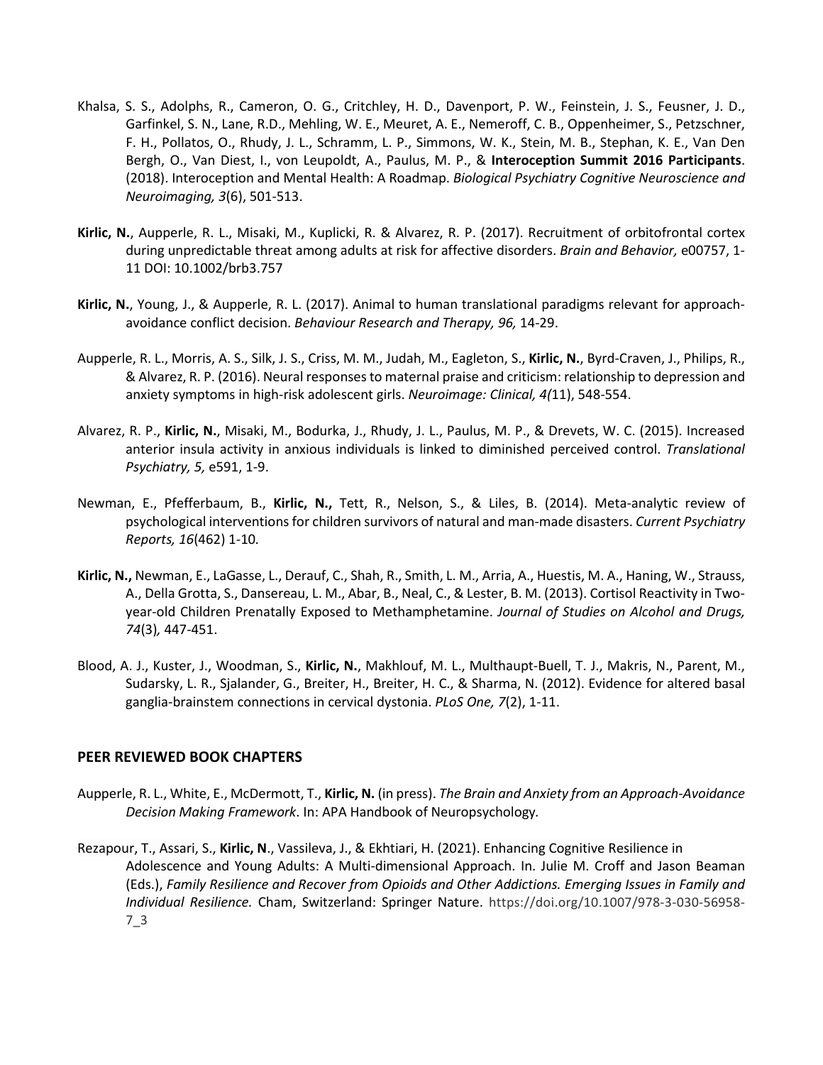Khalsa, S. S., Adolphs, R., Cameron, O. G., Critchley, H. D., Davenport, P. W., Feinstein, J. S., Feusner, J. D., Garfinkel, S. N., Lane, R.D., Mehling, W. E., Meuret, A. E., Nemeroff, C. B., Oppenheimer, S., Petzschner, F. H., Pollatos, O., Rhudy, J. L., Schramm, L. P., Simmons, W. K., Stein, M. B., Stephan, K. E., Van Den Bergh, O., Van Diest, I., von Leupoldt, A., Paulus, M. P., & **Interoception Summit 2016 Participants**. (2018). Interoception and Mental Health: A Roadmap. *Biological Psychiatry Cognitive Neuroscience and Neuroimaging, 3*(6), 501-513.

**Kirlic, N.**, Aupperle, R. L., Misaki, M., Kuplicki, R. & Alvarez, R. P. (2017). Recruitment of orbitofrontal cortex during unpredictable threat among adults at risk for affective disorders. *Brain and Behavior,* e00757, 1-11 DOI: 10.1002/brb3.757

**Kirlic, N.**, Young, J., & Aupperle, R. L. (2017). Animal to human translational paradigms relevant for approach-avoidance conflict decision. *Behaviour Research and Therapy, 96,* 14-29.

Aupperle, R. L., Morris, A. S., Silk, J. S., Criss, M. M., Judah, M., Eagleton, S., **Kirlic, N.**, Byrd-Craven, J., Philips, R., & Alvarez, R. P. (2016). Neural responses to maternal praise and criticism: relationship to depression and anxiety symptoms in high-risk adolescent girls. *Neuroimage: Clinical, 4(*11), 548-554.

Alvarez, R. P., **Kirlic, N.**, Misaki, M., Bodurka, J., Rhudy, J. L., Paulus, M. P., & Drevets, W. C. (2015). Increased anterior insula activity in anxious individuals is linked to diminished perceived control. *Translational Psychiatry, 5,* e591, 1-9.

Newman, E., Pfefferbaum, B., **Kirlic, N.,** Tett, R., Nelson, S., & Liles, B. (2014). Meta-analytic review of psychological interventions for children survivors of natural and man-made disasters. *Current Psychiatry Reports, 16*(462) 1-10*.*

**Kirlic, N.,** Newman, E., LaGasse, L., Derauf, C., Shah, R., Smith, L. M., Arria, A., Huestis, M. A., Haning, W., Strauss, A., Della Grotta, S., Dansereau, L. M., Abar, B., Neal, C., & Lester, B. M. (2013). Cortisol Reactivity in Two-year-old Children Prenatally Exposed to Methamphetamine. *Journal of Studies on Alcohol and Drugs, 74*(3)*,* 447-451.

Blood, A. J., Kuster, J., Woodman, S., **Kirlic, N.**, Makhlouf, M. L., Multhaupt-Buell, T. J., Makris, N., Parent, M., Sudarsky, L. R., Sjalander, G., Breiter, H., Breiter, H. C., & Sharma, N. (2012). Evidence for altered basal ganglia-brainstem connections in cervical dystonia. *PLoS One, 7*(2), 1-11.

## PEER REVIEWED BOOK CHAPTERS

Aupperle, R. L., White, E., McDermott, T., **Kirlic, N.** (in press). *The Brain and Anxiety from an Approach-Avoidance Decision Making Framework*. In: APA Handbook of Neuropsychology*.*

Rezapour, T., Assari, S., **Kirlic, N**., Vassileva, J., & Ekhtiari, H. (2021). Enhancing Cognitive Resilience in Adolescence and Young Adults: A Multi-dimensional Approach. In. Julie M. Croff and Jason Beaman (Eds.), *Family Resilience and Recover from Opioids and Other Addictions. Emerging Issues in Family and Individual Resilience.* Cham, Switzerland: Springer Nature. https://doi.org/10.1007/978-3-030-56958-7_3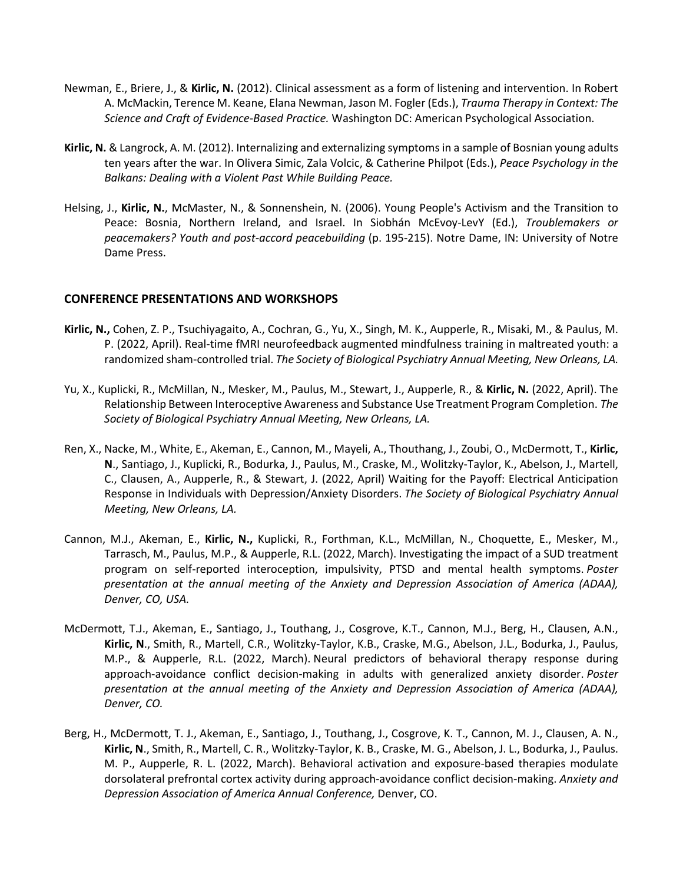Newman, E., Briere, J., & **Kirlic, N.** (2012). Clinical assessment as a form of listening and intervention. In Robert A. McMackin, Terence M. Keane, Elana Newman, Jason M. Fogler (Eds.), *Trauma Therapy in Context: The Science and Craft of Evidence-Based Practice.* Washington DC: American Psychological Association.

**Kirlic, N.** & Langrock, A. M. (2012). Internalizing and externalizing symptoms in a sample of Bosnian young adults ten years after the war. In Olivera Simic, Zala Volcic, & Catherine Philpot (Eds.), *Peace Psychology in the Balkans: Dealing with a Violent Past While Building Peace.*

Helsing, J., **Kirlic, N.**, McMaster, N., & Sonnenshein, N. (2006). Young People's Activism and the Transition to Peace: Bosnia, Northern Ireland, and Israel. In Siobhán McEvoy-LevY (Ed.), *Troublemakers or peacemakers? Youth and post-accord peacebuilding* (p. 195-215). Notre Dame, IN: University of Notre Dame Press.

## CONFERENCE PRESENTATIONS AND WORKSHOPS

**Kirlic, N.,** Cohen, Z. P., Tsuchiyagaito, A., Cochran, G., Yu, X., Singh, M. K., Aupperle, R., Misaki, M., & Paulus, M. P. (2022, April). Real-time fMRI neurofeedback augmented mindfulness training in maltreated youth: a randomized sham-controlled trial. *The Society of Biological Psychiatry Annual Meeting, New Orleans, LA.*

Yu, X., Kuplicki, R., McMillan, N., Mesker, M., Paulus, M., Stewart, J., Aupperle, R., & **Kirlic, N.** (2022, April). The Relationship Between Interoceptive Awareness and Substance Use Treatment Program Completion. *The Society of Biological Psychiatry Annual Meeting, New Orleans, LA.*

Ren, X., Nacke, M., White, E., Akeman, E., Cannon, M., Mayeli, A., Thouthang, J., Zoubi, O., McDermott, T., **Kirlic, N**., Santiago, J., Kuplicki, R., Bodurka, J., Paulus, M., Craske, M., Wolitzky-Taylor, K., Abelson, J., Martell, C., Clausen, A., Aupperle, R., & Stewart, J. (2022, April) Waiting for the Payoff: Electrical Anticipation Response in Individuals with Depression/Anxiety Disorders. *The Society of Biological Psychiatry Annual Meeting, New Orleans, LA.*

Cannon, M.J., Akeman, E., **Kirlic, N.,** Kuplicki, R., Forthman, K.L., McMillan, N., Choquette, E., Mesker, M., Tarrasch, M., Paulus, M.P., & Aupperle, R.L. (2022, March). Investigating the impact of a SUD treatment program on self-reported interoception, impulsivity, PTSD and mental health symptoms. *Poster presentation at the annual meeting of the Anxiety and Depression Association of America (ADAA), Denver, CO, USA.*

McDermott, T.J., Akeman, E., Santiago, J., Touthang, J., Cosgrove, K.T., Cannon, M.J., Berg, H., Clausen, A.N., **Kirlic, N**., Smith, R., Martell, C.R., Wolitzky-Taylor, K.B., Craske, M.G., Abelson, J.L., Bodurka, J., Paulus, M.P., & Aupperle, R.L. (2022, March). Neural predictors of behavioral therapy response during approach-avoidance conflict decision-making in adults with generalized anxiety disorder. *Poster presentation at the annual meeting of the Anxiety and Depression Association of America (ADAA), Denver, CO.*

Berg, H., McDermott, T. J., Akeman, E., Santiago, J., Touthang, J., Cosgrove, K. T., Cannon, M. J., Clausen, A. N., **Kirlic, N**., Smith, R., Martell, C. R., Wolitzky-Taylor, K. B., Craske, M. G., Abelson, J. L., Bodurka, J., Paulus. M. P., Aupperle, R. L. (2022, March). Behavioral activation and exposure-based therapies modulate dorsolateral prefrontal cortex activity during approach-avoidance conflict decision-making. *Anxiety and Depression Association of America Annual Conference,* Denver, CO.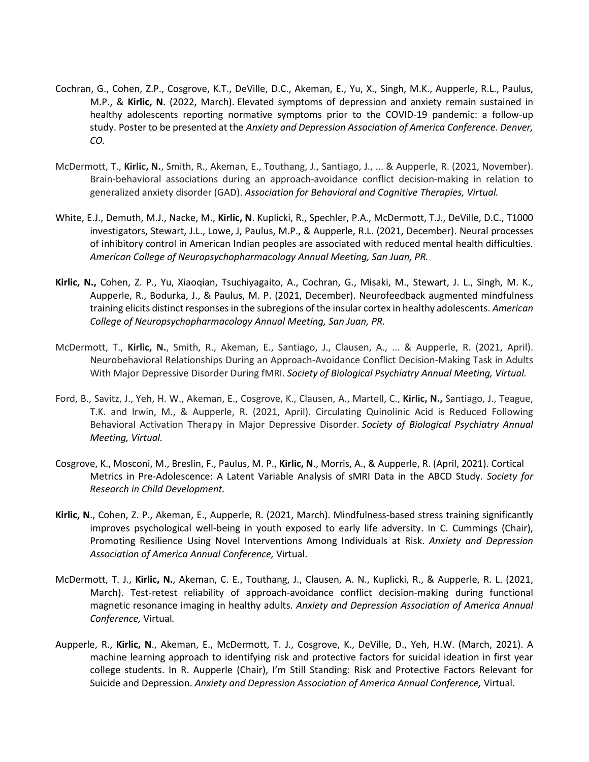Cochran, G., Cohen, Z.P., Cosgrove, K.T., DeVille, D.C., Akeman, E., Yu, X., Singh, M.K., Aupperle, R.L., Paulus, M.P., & **Kirlic, N**. (2022, March). Elevated symptoms of depression and anxiety remain sustained in healthy adolescents reporting normative symptoms prior to the COVID-19 pandemic: a follow-up study. Poster to be presented at the *Anxiety and Depression Association of America Conference. Denver, CO.*

McDermott, T., **Kirlic, N.**, Smith, R., Akeman, E., Touthang, J., Santiago, J., ... & Aupperle, R. (2021, November). Brain-behavioral associations during an approach-avoidance conflict decision-making in relation to generalized anxiety disorder (GAD). *Association for Behavioral and Cognitive Therapies, Virtual.*

White, E.J., Demuth, M.J., Nacke, M., **Kirlic, N**. Kuplicki, R., Spechler, P.A., McDermott, T.J., DeVille, D.C., T1000 investigators, Stewart, J.L., Lowe, J, Paulus, M.P., & Aupperle, R.L. (2021, December). Neural processes of inhibitory control in American Indian peoples are associated with reduced mental health difficulties. *American College of Neuropsychopharmacology Annual Meeting, San Juan, PR.*

**Kirlic, N.,** Cohen, Z. P., Yu, Xiaoqian, Tsuchiyagaito, A., Cochran, G., Misaki, M., Stewart, J. L., Singh, M. K., Aupperle, R., Bodurka, J., & Paulus, M. P. (2021, December). Neurofeedback augmented mindfulness training elicits distinct responses in the subregions of the insular cortex in healthy adolescents. *American College of Neuropsychopharmacology Annual Meeting, San Juan, PR.*

McDermott, T., **Kirlic, N.**, Smith, R., Akeman, E., Santiago, J., Clausen, A., ... & Aupperle, R. (2021, April). Neurobehavioral Relationships During an Approach-Avoidance Conflict Decision-Making Task in Adults With Major Depressive Disorder During fMRI. *Society of Biological Psychiatry Annual Meeting, Virtual.*

Ford, B., Savitz, J., Yeh, H. W., Akeman, E., Cosgrove, K., Clausen, A., Martell, C., **Kirlic, N.,** Santiago, J., Teague, T.K. and Irwin, M., & Aupperle, R. (2021, April). Circulating Quinolinic Acid is Reduced Following Behavioral Activation Therapy in Major Depressive Disorder. *Society of Biological Psychiatry Annual Meeting, Virtual.*

Cosgrove, K., Mosconi, M., Breslin, F., Paulus, M. P., **Kirlic, N**., Morris, A., & Aupperle, R. (April, 2021). Cortical Metrics in Pre-Adolescence: A Latent Variable Analysis of sMRI Data in the ABCD Study. *Society for Research in Child Development.*

**Kirlic, N**., Cohen, Z. P., Akeman, E., Aupperle, R. (2021, March). Mindfulness-based stress training significantly improves psychological well-being in youth exposed to early life adversity. In C. Cummings (Chair), Promoting Resilience Using Novel Interventions Among Individuals at Risk. *Anxiety and Depression Association of America Annual Conference,* Virtual.

McDermott, T. J., **Kirlic, N.**, Akeman, C. E., Touthang, J., Clausen, A. N., Kuplicki, R., & Aupperle, R. L. (2021, March). Test-retest reliability of approach-avoidance conflict decision-making during functional magnetic resonance imaging in healthy adults. *Anxiety and Depression Association of America Annual Conference,* Virtual*.*

Aupperle, R., **Kirlic, N**., Akeman, E., McDermott, T. J., Cosgrove, K., DeVille, D., Yeh, H.W. (March, 2021). A machine learning approach to identifying risk and protective factors for suicidal ideation in first year college students. In R. Aupperle (Chair), I'm Still Standing: Risk and Protective Factors Relevant for Suicide and Depression. *Anxiety and Depression Association of America Annual Conference,* Virtual.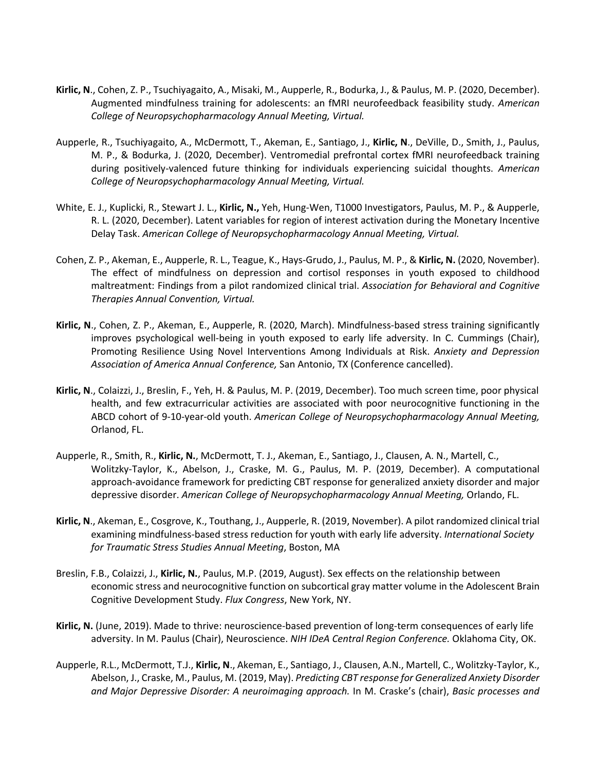**Kirlic, N**., Cohen, Z. P., Tsuchiyagaito, A., Misaki, M., Aupperle, R., Bodurka, J., & Paulus, M. P. (2020, December). Augmented mindfulness training for adolescents: an fMRI neurofeedback feasibility study. *American College of Neuropsychopharmacology Annual Meeting, Virtual.*

Aupperle, R., Tsuchiyagaito, A., McDermott, T., Akeman, E., Santiago, J., **Kirlic, N**., DeVille, D., Smith, J., Paulus, M. P., & Bodurka, J. (2020, December). Ventromedial prefrontal cortex fMRI neurofeedback training during positively-valenced future thinking for individuals experiencing suicidal thoughts. *American College of Neuropsychopharmacology Annual Meeting, Virtual.*

White, E. J., Kuplicki, R., Stewart J. L., **Kirlic, N.,** Yeh, Hung-Wen, T1000 Investigators, Paulus, M. P., & Aupperle, R. L. (2020, December). Latent variables for region of interest activation during the Monetary Incentive Delay Task. *American College of Neuropsychopharmacology Annual Meeting, Virtual.*

Cohen, Z. P., Akeman, E., Aupperle, R. L., Teague, K., Hays-Grudo, J., Paulus, M. P., & **Kirlic, N.** (2020, November). The effect of mindfulness on depression and cortisol responses in youth exposed to childhood maltreatment: Findings from a pilot randomized clinical trial. *Association for Behavioral and Cognitive Therapies Annual Convention, Virtual.*

**Kirlic, N**., Cohen, Z. P., Akeman, E., Aupperle, R. (2020, March). Mindfulness-based stress training significantly improves psychological well-being in youth exposed to early life adversity. In C. Cummings (Chair), Promoting Resilience Using Novel Interventions Among Individuals at Risk. *Anxiety and Depression Association of America Annual Conference,* San Antonio, TX (Conference cancelled).

**Kirlic, N**., Colaizzi, J., Breslin, F., Yeh, H. & Paulus, M. P. (2019, December). Too much screen time, poor physical health, and few extracurricular activities are associated with poor neurocognitive functioning in the ABCD cohort of 9-10-year-old youth. *American College of Neuropsychopharmacology Annual Meeting,* Orlanod, FL.

Aupperle, R., Smith, R., **Kirlic, N.**, McDermott, T. J., Akeman, E., Santiago, J., Clausen, A. N., Martell, C., Wolitzky-Taylor, K., Abelson, J., Craske, M. G., Paulus, M. P. (2019, December). A computational approach-avoidance framework for predicting CBT response for generalized anxiety disorder and major depressive disorder. *American College of Neuropsychopharmacology Annual Meeting,* Orlando, FL.

**Kirlic, N**., Akeman, E., Cosgrove, K., Touthang, J., Aupperle, R. (2019, November). A pilot randomized clinical trial examining mindfulness-based stress reduction for youth with early life adversity. *International Society for Traumatic Stress Studies Annual Meeting*, Boston, MA

Breslin, F.B., Colaizzi, J., **Kirlic, N.**, Paulus, M.P. (2019, August). Sex effects on the relationship between economic stress and neurocognitive function on subcortical gray matter volume in the Adolescent Brain Cognitive Development Study. *Flux Congress*, New York, NY.

**Kirlic, N.** (June, 2019). Made to thrive: neuroscience-based prevention of long-term consequences of early life adversity. In M. Paulus (Chair), Neuroscience. *NIH IDeA Central Region Conference.* Oklahoma City, OK.

Aupperle, R.L., McDermott, T.J., **Kirlic, N**., Akeman, E., Santiago, J., Clausen, A.N., Martell, C., Wolitzky-Taylor, K., Abelson, J., Craske, M., Paulus, M. (2019, May). *Predicting CBT response for Generalized Anxiety Disorder and Major Depressive Disorder: A neuroimaging approach.* In M. Craske's (chair), *Basic processes and*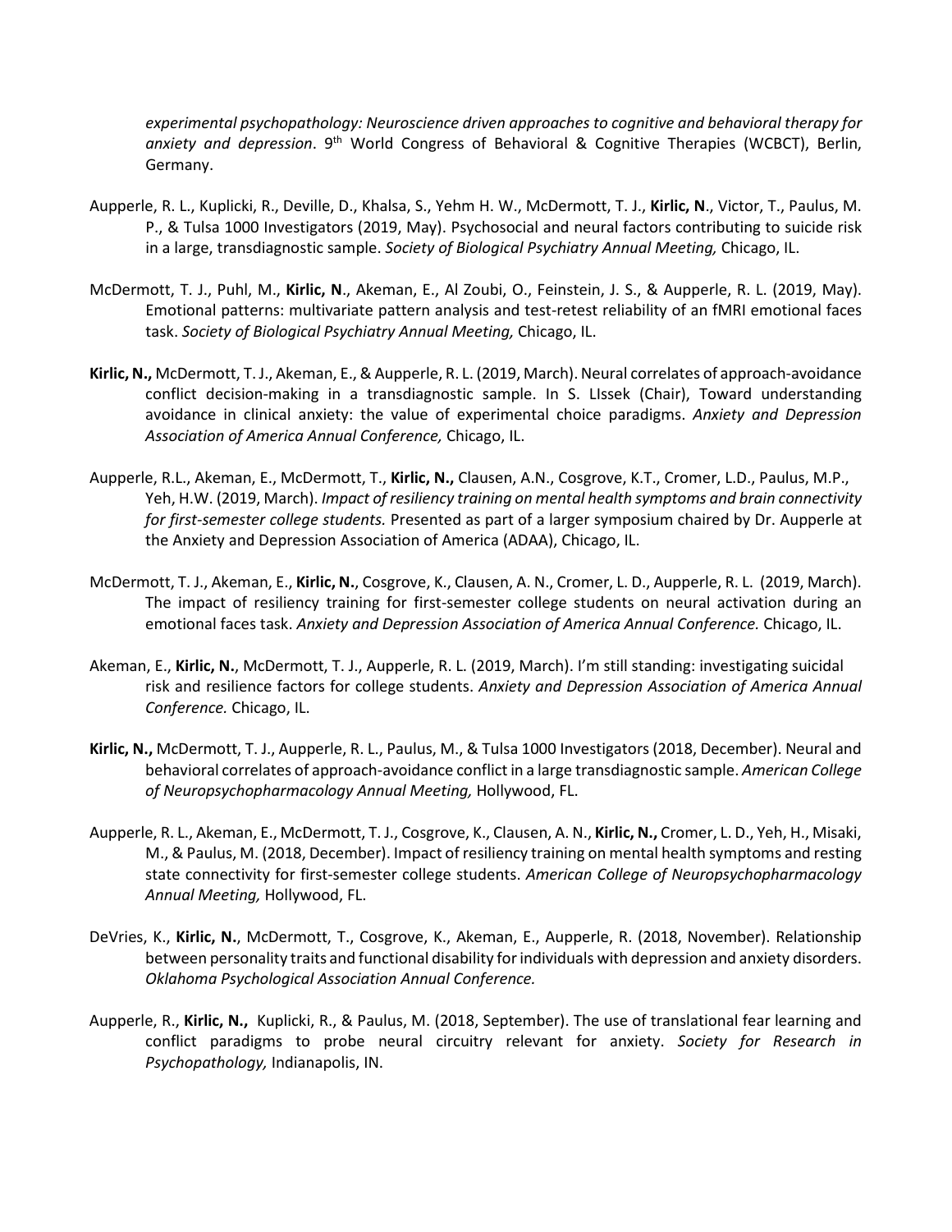*experimental psychopathology: Neuroscience driven approaches to cognitive and behavioral therapy for anxiety and depression*. 9th World Congress of Behavioral & Cognitive Therapies (WCBCT), Berlin, Germany.

Aupperle, R. L., Kuplicki, R., Deville, D., Khalsa, S., Yehm H. W., McDermott, T. J., **Kirlic, N**., Victor, T., Paulus, M. P., & Tulsa 1000 Investigators (2019, May). Psychosocial and neural factors contributing to suicide risk in a large, transdiagnostic sample. *Society of Biological Psychiatry Annual Meeting,* Chicago, IL.

McDermott, T. J., Puhl, M., **Kirlic, N**., Akeman, E., Al Zoubi, O., Feinstein, J. S., & Aupperle, R. L. (2019, May). Emotional patterns: multivariate pattern analysis and test-retest reliability of an fMRI emotional faces task. *Society of Biological Psychiatry Annual Meeting,* Chicago, IL.

**Kirlic, N.,** McDermott, T. J., Akeman, E., & Aupperle, R. L. (2019, March). Neural correlates of approach-avoidance conflict decision-making in a transdiagnostic sample. In S. LIssek (Chair), Toward understanding avoidance in clinical anxiety: the value of experimental choice paradigms. *Anxiety and Depression Association of America Annual Conference,* Chicago, IL.

Aupperle, R.L., Akeman, E., McDermott, T., **Kirlic, N.,** Clausen, A.N., Cosgrove, K.T., Cromer, L.D., Paulus, M.P., Yeh, H.W. (2019, March). *Impact of resiliency training on mental health symptoms and brain connectivity for first-semester college students.* Presented as part of a larger symposium chaired by Dr. Aupperle at the Anxiety and Depression Association of America (ADAA), Chicago, IL.

McDermott, T. J., Akeman, E., **Kirlic, N.**, Cosgrove, K., Clausen, A. N., Cromer, L. D., Aupperle, R. L. (2019, March). The impact of resiliency training for first-semester college students on neural activation during an emotional faces task. *Anxiety and Depression Association of America Annual Conference.* Chicago, IL.

Akeman, E., **Kirlic, N.**, McDermott, T. J., Aupperle, R. L. (2019, March). I'm still standing: investigating suicidal risk and resilience factors for college students. *Anxiety and Depression Association of America Annual Conference.* Chicago, IL.

**Kirlic, N.,** McDermott, T. J., Aupperle, R. L., Paulus, M., & Tulsa 1000 Investigators (2018, December). Neural and behavioral correlates of approach-avoidance conflict in a large transdiagnostic sample. *American College of Neuropsychopharmacology Annual Meeting,* Hollywood, FL.

Aupperle, R. L., Akeman, E., McDermott, T. J., Cosgrove, K., Clausen, A. N., **Kirlic, N.,** Cromer, L. D., Yeh, H., Misaki, M., & Paulus, M. (2018, December). Impact of resiliency training on mental health symptoms and resting state connectivity for first-semester college students. *American College of Neuropsychopharmacology Annual Meeting,* Hollywood, FL.

DeVries, K., **Kirlic, N.**, McDermott, T., Cosgrove, K., Akeman, E., Aupperle, R. (2018, November). Relationship between personality traits and functional disability for individuals with depression and anxiety disorders. *Oklahoma Psychological Association Annual Conference.*

Aupperle, R., **Kirlic, N.,** Kuplicki, R., & Paulus, M. (2018, September). The use of translational fear learning and conflict paradigms to probe neural circuitry relevant for anxiety. *Society for Research in Psychopathology,* Indianapolis, IN.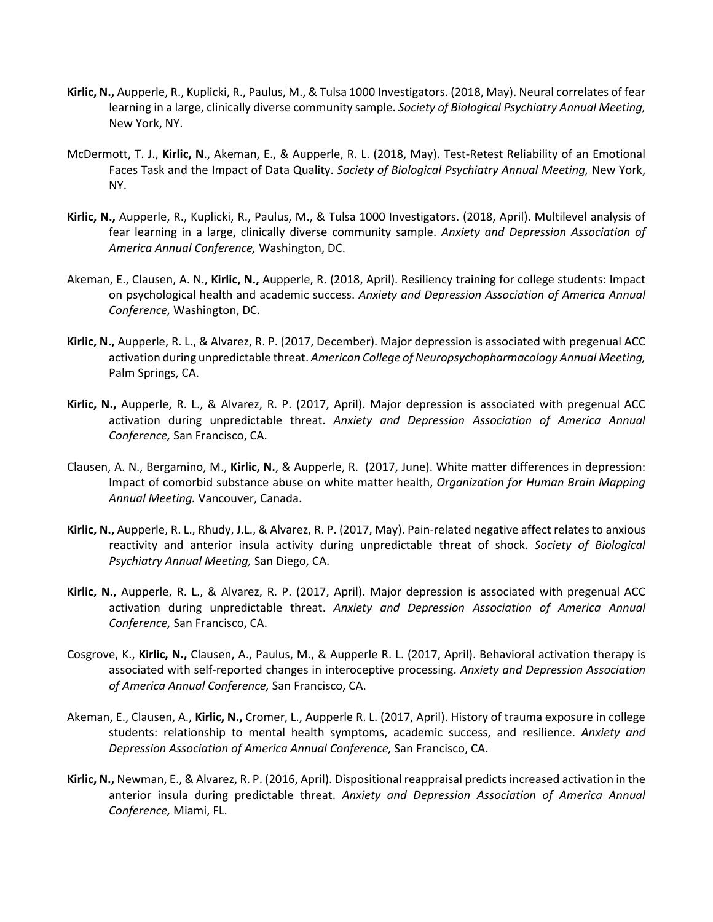**Kirlic, N.,** Aupperle, R., Kuplicki, R., Paulus, M., & Tulsa 1000 Investigators. (2018, May). Neural correlates of fear learning in a large, clinically diverse community sample. *Society of Biological Psychiatry Annual Meeting,* New York, NY.

McDermott, T. J., **Kirlic, N**., Akeman, E., & Aupperle, R. L. (2018, May). Test-Retest Reliability of an Emotional Faces Task and the Impact of Data Quality. *Society of Biological Psychiatry Annual Meeting,* New York, NY.

**Kirlic, N.,** Aupperle, R., Kuplicki, R., Paulus, M., & Tulsa 1000 Investigators. (2018, April). Multilevel analysis of fear learning in a large, clinically diverse community sample. *Anxiety and Depression Association of America Annual Conference,* Washington, DC.

Akeman, E., Clausen, A. N., **Kirlic, N.,** Aupperle, R. (2018, April). Resiliency training for college students: Impact on psychological health and academic success. *Anxiety and Depression Association of America Annual Conference,* Washington, DC.

**Kirlic, N.,** Aupperle, R. L., & Alvarez, R. P. (2017, December). Major depression is associated with pregenual ACC activation during unpredictable threat. *American College of Neuropsychopharmacology Annual Meeting,* Palm Springs, CA.

**Kirlic, N.,** Aupperle, R. L., & Alvarez, R. P. (2017, April). Major depression is associated with pregenual ACC activation during unpredictable threat. *Anxiety and Depression Association of America Annual Conference,* San Francisco, CA.

Clausen, A. N., Bergamino, M., **Kirlic, N.**, & Aupperle, R. (2017, June). White matter differences in depression: Impact of comorbid substance abuse on white matter health, *Organization for Human Brain Mapping Annual Meeting.* Vancouver, Canada.

**Kirlic, N.,** Aupperle, R. L., Rhudy, J.L., & Alvarez, R. P. (2017, May). Pain-related negative affect relates to anxious reactivity and anterior insula activity during unpredictable threat of shock. *Society of Biological Psychiatry Annual Meeting,* San Diego, CA.

**Kirlic, N.,** Aupperle, R. L., & Alvarez, R. P. (2017, April). Major depression is associated with pregenual ACC activation during unpredictable threat. *Anxiety and Depression Association of America Annual Conference,* San Francisco, CA.

Cosgrove, K., **Kirlic, N.,** Clausen, A., Paulus, M., & Aupperle R. L. (2017, April). Behavioral activation therapy is associated with self-reported changes in interoceptive processing. *Anxiety and Depression Association of America Annual Conference,* San Francisco, CA.

Akeman, E., Clausen, A., **Kirlic, N.,** Cromer, L., Aupperle R. L. (2017, April). History of trauma exposure in college students: relationship to mental health symptoms, academic success, and resilience. *Anxiety and Depression Association of America Annual Conference,* San Francisco, CA.

**Kirlic, N.,** Newman, E., & Alvarez, R. P. (2016, April). Dispositional reappraisal predicts increased activation in the anterior insula during predictable threat. *Anxiety and Depression Association of America Annual Conference,* Miami, FL.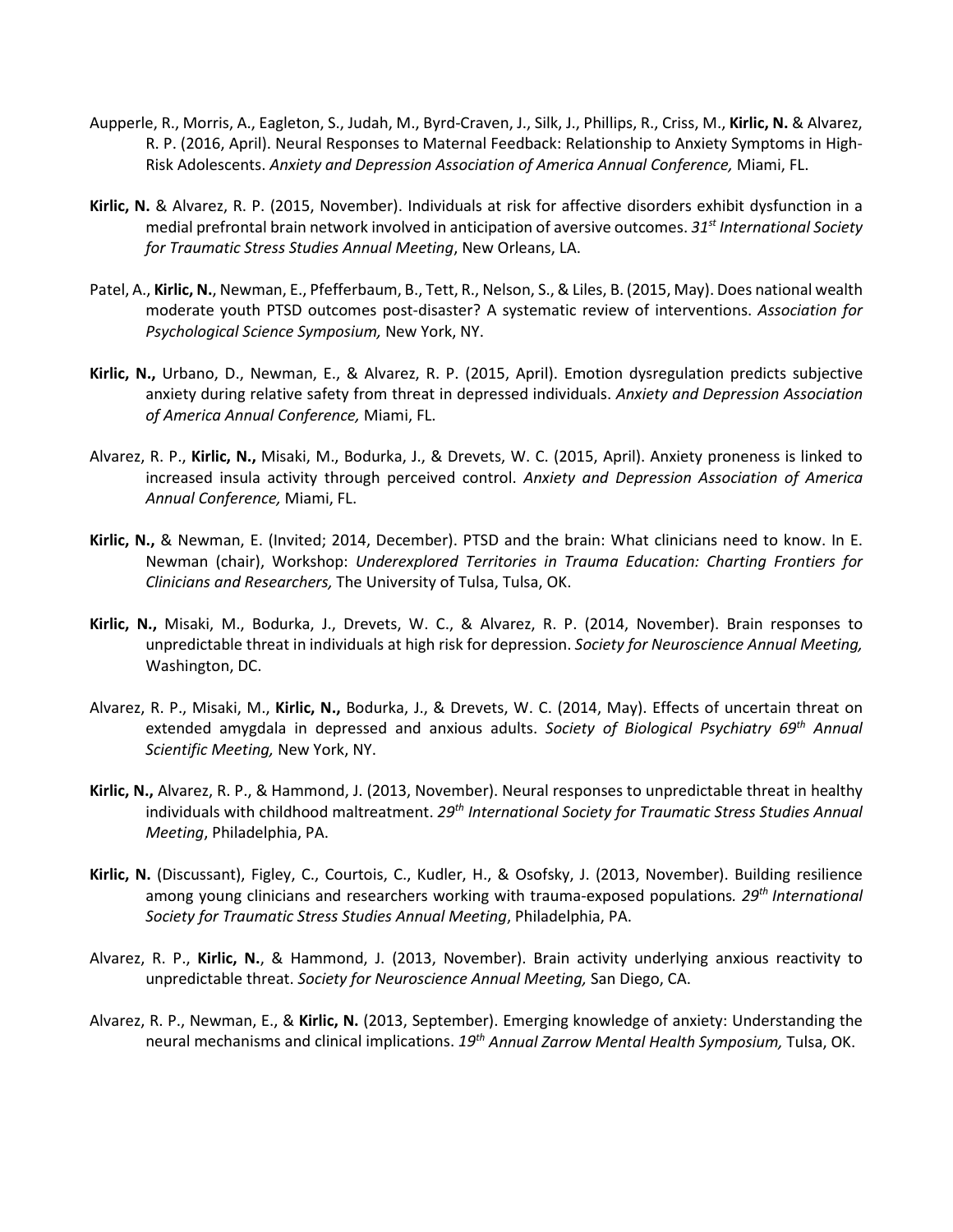Aupperle, R., Morris, A., Eagleton, S., Judah, M., Byrd-Craven, J., Silk, J., Phillips, R., Criss, M., **Kirlic, N.** & Alvarez, R. P. (2016, April). Neural Responses to Maternal Feedback: Relationship to Anxiety Symptoms in High-Risk Adolescents. *Anxiety and Depression Association of America Annual Conference,* Miami, FL.

**Kirlic, N.** & Alvarez, R. P. (2015, November). Individuals at risk for affective disorders exhibit dysfunction in a medial prefrontal brain network involved in anticipation of aversive outcomes. *31st International Society for Traumatic Stress Studies Annual Meeting*, New Orleans, LA.

Patel, A., **Kirlic, N.**, Newman, E., Pfefferbaum, B., Tett, R., Nelson, S., & Liles, B. (2015, May). Does national wealth moderate youth PTSD outcomes post-disaster? A systematic review of interventions. *Association for Psychological Science Symposium,* New York, NY.

**Kirlic, N.,** Urbano, D., Newman, E., & Alvarez, R. P. (2015, April). Emotion dysregulation predicts subjective anxiety during relative safety from threat in depressed individuals. *Anxiety and Depression Association of America Annual Conference,* Miami, FL.

Alvarez, R. P., **Kirlic, N.,** Misaki, M., Bodurka, J., & Drevets, W. C. (2015, April). Anxiety proneness is linked to increased insula activity through perceived control. *Anxiety and Depression Association of America Annual Conference,* Miami, FL.

**Kirlic, N.,** & Newman, E. (Invited; 2014, December). PTSD and the brain: What clinicians need to know. In E. Newman (chair), Workshop: *Underexplored Territories in Trauma Education: Charting Frontiers for Clinicians and Researchers,* The University of Tulsa, Tulsa, OK.

**Kirlic, N.,** Misaki, M., Bodurka, J., Drevets, W. C., & Alvarez, R. P. (2014, November). Brain responses to unpredictable threat in individuals at high risk for depression. *Society for Neuroscience Annual Meeting,* Washington, DC.

Alvarez, R. P., Misaki, M., **Kirlic, N.,** Bodurka, J., & Drevets, W. C. (2014, May). Effects of uncertain threat on extended amygdala in depressed and anxious adults. *Society of Biological Psychiatry 69th Annual Scientific Meeting,* New York, NY.

**Kirlic, N.,** Alvarez, R. P., & Hammond, J. (2013, November). Neural responses to unpredictable threat in healthy individuals with childhood maltreatment. *29th International Society for Traumatic Stress Studies Annual Meeting*, Philadelphia, PA.

**Kirlic, N.** (Discussant), Figley, C., Courtois, C., Kudler, H., & Osofsky, J. (2013, November). Building resilience among young clinicians and researchers working with trauma-exposed populations. *29th International Society for Traumatic Stress Studies Annual Meeting*, Philadelphia, PA.

Alvarez, R. P., **Kirlic, N.**, & Hammond, J. (2013, November). Brain activity underlying anxious reactivity to unpredictable threat. *Society for Neuroscience Annual Meeting,* San Diego, CA.

Alvarez, R. P., Newman, E., & **Kirlic, N.** (2013, September). Emerging knowledge of anxiety: Understanding the neural mechanisms and clinical implications. *19th Annual Zarrow Mental Health Symposium,* Tulsa, OK.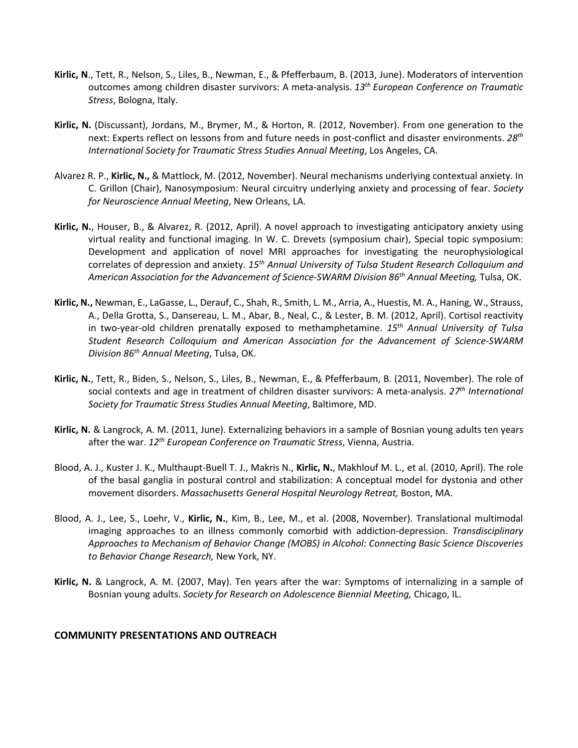**Kirlic, N**., Tett, R., Nelson, S., Liles, B., Newman, E., & Pfefferbaum, B. (2013, June). Moderators of intervention outcomes among children disaster survivors: A meta-analysis. *13th European Conference on Traumatic Stress*, Bologna, Italy.

**Kirlic, N.** (Discussant), Jordans, M., Brymer, M., & Horton, R. (2012, November). From one generation to the next: Experts reflect on lessons from and future needs in post-conflict and disaster environments. *28th International Society for Traumatic Stress Studies Annual Meeting*, Los Angeles, CA.

Alvarez R. P., **Kirlic, N.,** & Mattlock, M. (2012, November). Neural mechanisms underlying contextual anxiety. In C. Grillon (Chair), Nanosymposium: Neural circuitry underlying anxiety and processing of fear. *Society for Neuroscience Annual Meeting*, New Orleans, LA.

**Kirlic, N.**, Houser, B., & Alvarez, R. (2012, April). A novel approach to investigating anticipatory anxiety using virtual reality and functional imaging. In W. C. Drevets (symposium chair), Special topic symposium: Development and application of novel MRI approaches for investigating the neurophysiological correlates of depression and anxiety. *15th Annual University of Tulsa Student Research Colloquium and American Association for the Advancement of Science-SWARM Division 86th Annual Meeting,* Tulsa, OK.

**Kirlic, N.,** Newman, E., LaGasse, L., Derauf, C., Shah, R., Smith, L. M., Arria, A., Huestis, M. A., Haning, W., Strauss, A., Della Grotta, S., Dansereau, L. M., Abar, B., Neal, C., & Lester, B. M. (2012, April). Cortisol reactivity in two-year-old children prenatally exposed to methamphetamine. *15th Annual University of Tulsa Student Research Colloquium and American Association for the Advancement of Science-SWARM Division 86th Annual Meeting*, Tulsa, OK.

**Kirlic, N.**, Tett, R., Biden, S., Nelson, S., Liles, B., Newman, E., & Pfefferbaum, B. (2011, November). The role of social contexts and age in treatment of children disaster survivors: A meta-analysis. *27th International Society for Traumatic Stress Studies Annual Meeting*, Baltimore, MD.

**Kirlic, N.** & Langrock, A. M. (2011, June). Externalizing behaviors in a sample of Bosnian young adults ten years after the war. *12th European Conference on Traumatic Stress*, Vienna, Austria.

Blood, A. J., Kuster J. K., Multhaupt-Buell T. J., Makris N., **Kirlic, N.**, Makhlouf M. L., et al. (2010, April). The role of the basal ganglia in postural control and stabilization: A conceptual model for dystonia and other movement disorders. *Massachusetts General Hospital Neurology Retreat,* Boston, MA.

Blood, A. J., Lee, S., Loehr, V., **Kirlic, N.**, Kim, B., Lee, M., et al. (2008, November). Translational multimodal imaging approaches to an illness commonly comorbid with addiction-depression. *Transdisciplinary Approaches to Mechanism of Behavior Change (MOBS) in Alcohol: Connecting Basic Science Discoveries to Behavior Change Research,* New York, NY.

**Kirlic, N.** & Langrock, A. M. (2007, May). Ten years after the war: Symptoms of internalizing in a sample of Bosnian young adults. *Society for Research on Adolescence Biennial Meeting,* Chicago, IL.

## COMMUNITY PRESENTATIONS AND OUTREACH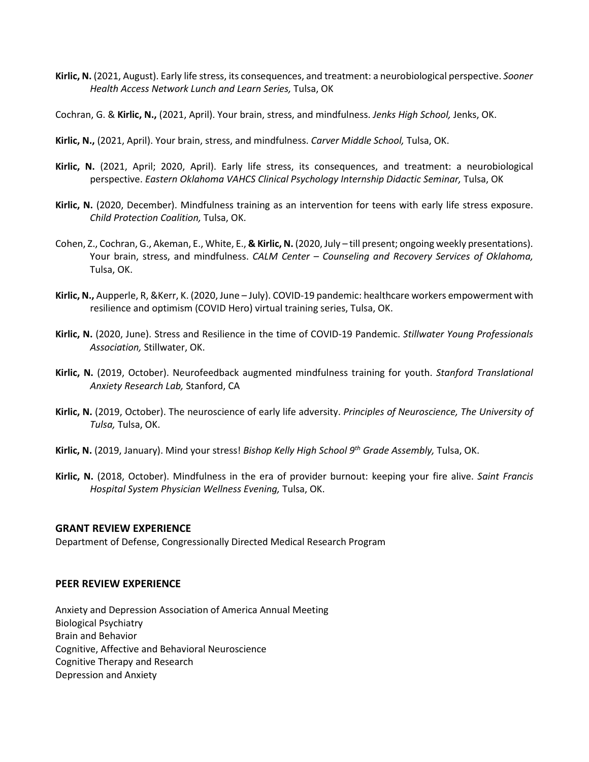**Kirlic, N.** (2021, August). Early life stress, its consequences, and treatment: a neurobiological perspective. *Sooner Health Access Network Lunch and Learn Series,* Tulsa, OK

Cochran, G. & **Kirlic, N.,** (2021, April). Your brain, stress, and mindfulness. *Jenks High School,* Jenks, OK.

**Kirlic, N.,** (2021, April). Your brain, stress, and mindfulness. *Carver Middle School,* Tulsa, OK.

**Kirlic, N.** (2021, April; 2020, April). Early life stress, its consequences, and treatment: a neurobiological perspective. *Eastern Oklahoma VAHCS Clinical Psychology Internship Didactic Seminar,* Tulsa, OK

**Kirlic, N.** (2020, December). Mindfulness training as an intervention for teens with early life stress exposure. *Child Protection Coalition,* Tulsa, OK.

Cohen, Z., Cochran, G., Akeman, E., White, E., **& Kirlic, N.** (2020, July – till present; ongoing weekly presentations). Your brain, stress, and mindfulness. *CALM Center – Counseling and Recovery Services of Oklahoma,* Tulsa, OK.

**Kirlic, N.,** Aupperle, R, &Kerr, K. (2020, June – July). COVID-19 pandemic: healthcare workers empowerment with resilience and optimism (COVID Hero) virtual training series, Tulsa, OK.

**Kirlic, N.** (2020, June). Stress and Resilience in the time of COVID-19 Pandemic. *Stillwater Young Professionals Association,* Stillwater, OK.

**Kirlic, N.** (2019, October). Neurofeedback augmented mindfulness training for youth. *Stanford Translational Anxiety Research Lab,* Stanford, CA

**Kirlic, N.** (2019, October). The neuroscience of early life adversity. *Principles of Neuroscience, The University of Tulsa,* Tulsa, OK.

**Kirlic, N.** (2019, January). Mind your stress! *Bishop Kelly High School 9th Grade Assembly,* Tulsa, OK.

**Kirlic, N.** (2018, October). Mindfulness in the era of provider burnout: keeping your fire alive. *Saint Francis Hospital System Physician Wellness Evening,* Tulsa, OK.

## GRANT REVIEW EXPERIENCE

Department of Defense, Congressionally Directed Medical Research Program

## PEER REVIEW EXPERIENCE

Anxiety and Depression Association of America Annual Meeting
Biological Psychiatry
Brain and Behavior
Cognitive, Affective and Behavioral Neuroscience
Cognitive Therapy and Research
Depression and Anxiety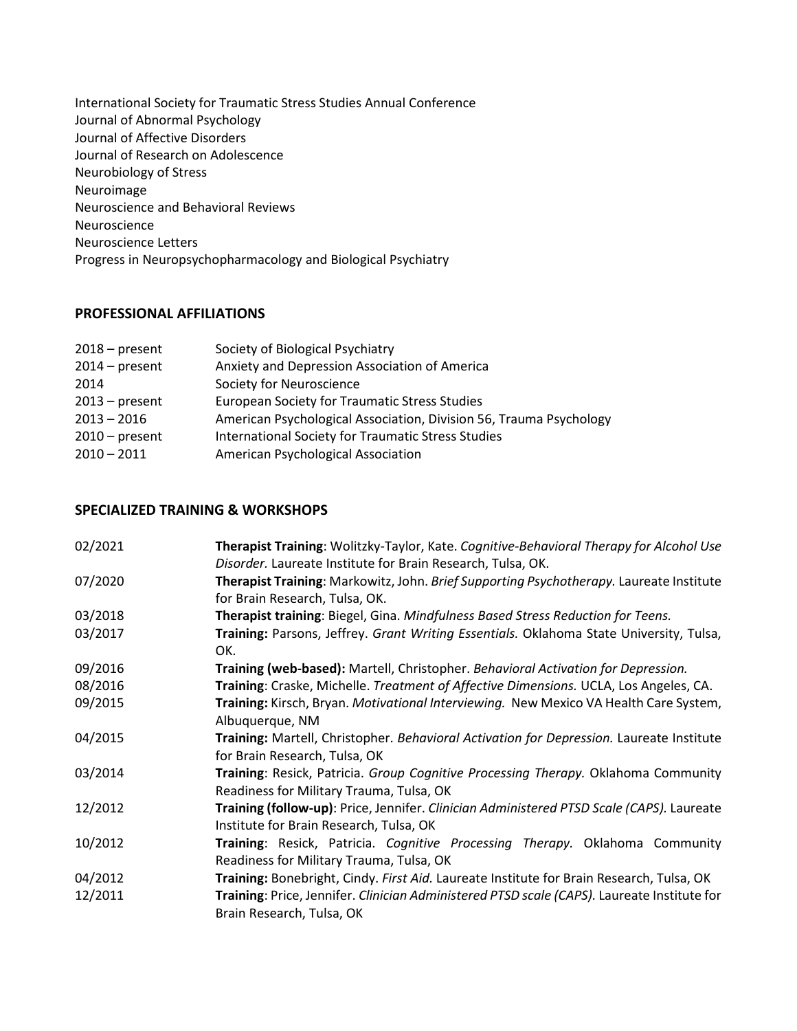International Society for Traumatic Stress Studies Annual Conference
Journal of Abnormal Psychology
Journal of Affective Disorders
Journal of Research on Adolescence
Neurobiology of Stress
Neuroimage
Neuroscience and Behavioral Reviews
Neuroscience
Neuroscience Letters
Progress in Neuropsychopharmacology and Biological Psychiatry

## PROFESSIONAL AFFILIATIONS

| | |
|---|---|
| 2018 – present | Society of Biological Psychiatry |
| 2014 – present | Anxiety and Depression Association of America |
| 2014 | Society for Neuroscience |
| 2013 – present | European Society for Traumatic Stress Studies |
| 2013 – 2016 | American Psychological Association, Division 56, Trauma Psychology |
| 2010 – present | International Society for Traumatic Stress Studies |
| 2010 – 2011 | American Psychological Association |

## SPECIALIZED TRAINING & WORKSHOPS

| | |
|---|---|
| 02/2021 | **Therapist Training**: Wolitzky-Taylor, Kate. *Cognitive-Behavioral Therapy for Alcohol Use Disorder.* Laureate Institute for Brain Research, Tulsa, OK. |
| 07/2020 | **Therapist Training**: Markowitz, John. *Brief Supporting Psychotherapy.* Laureate Institute for Brain Research, Tulsa, OK. |
| 03/2018 | **Therapist training**: Biegel, Gina. *Mindfulness Based Stress Reduction for Teens.* |
| 03/2017 | **Training:** Parsons, Jeffrey. *Grant Writing Essentials.* Oklahoma State University, Tulsa, OK. |
| 09/2016 | **Training (web-based):** Martell, Christopher. *Behavioral Activation for Depression.* |
| 08/2016 | **Training**: Craske, Michelle. *Treatment of Affective Dimensions.* UCLA, Los Angeles, CA. |
| 09/2015 | **Training:** Kirsch, Bryan. *Motivational Interviewing.* New Mexico VA Health Care System, Albuquerque, NM |
| 04/2015 | **Training:** Martell, Christopher. *Behavioral Activation for Depression.* Laureate Institute for Brain Research, Tulsa, OK |
| 03/2014 | **Training**: Resick, Patricia. *Group Cognitive Processing Therapy.* Oklahoma Community Readiness for Military Trauma, Tulsa, OK |
| 12/2012 | **Training (follow-up)**: Price, Jennifer. *Clinician Administered PTSD Scale (CAPS).* Laureate Institute for Brain Research, Tulsa, OK |
| 10/2012 | **Training**: Resick, Patricia. *Cognitive Processing Therapy.* Oklahoma Community Readiness for Military Trauma, Tulsa, OK |
| 04/2012 | **Training:** Bonebright, Cindy. *First Aid.* Laureate Institute for Brain Research, Tulsa, OK |
| 12/2011 | **Training**: Price, Jennifer. *Clinician Administered PTSD scale (CAPS).* Laureate Institute for Brain Research, Tulsa, OK |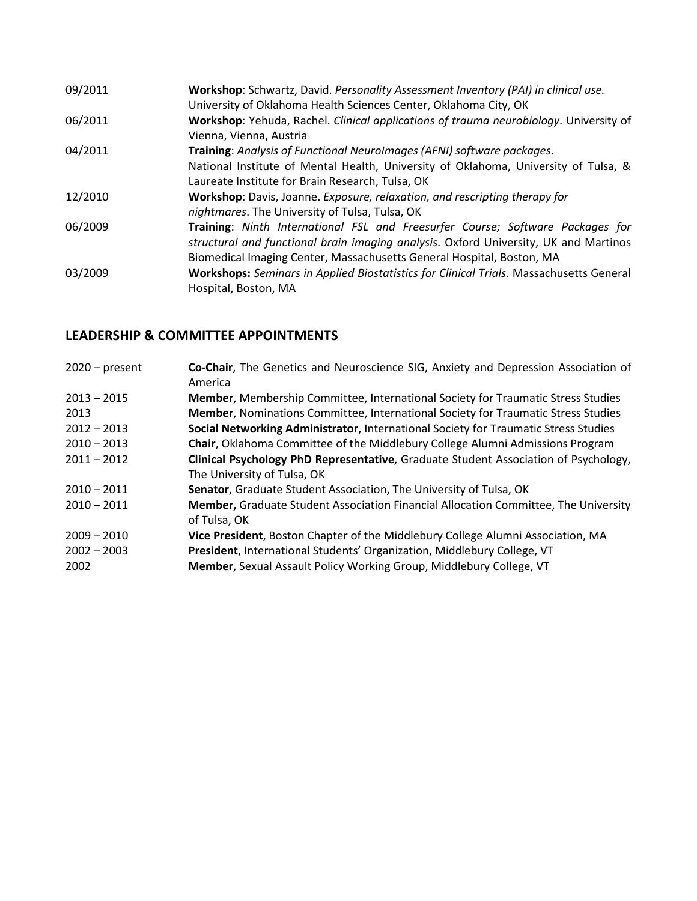| | |
|---|---|
| 09/2011 | **Workshop**: Schwartz, David. *Personality Assessment Inventory (PAI) in clinical use.* University of Oklahoma Health Sciences Center, Oklahoma City, OK |
| 06/2011 | **Workshop**: Yehuda, Rachel. *Clinical applications of trauma neurobiology*. University of Vienna, Vienna, Austria |
| 04/2011 | **Training**: *Analysis of Functional NeuroImages (AFNI) software packages*. National Institute of Mental Health, University of Oklahoma, University of Tulsa, & Laureate Institute for Brain Research, Tulsa, OK |
| 12/2010 | **Workshop**: Davis, Joanne. *Exposure, relaxation, and rescripting therapy for nightmares*. The University of Tulsa, Tulsa, OK |
| 06/2009 | **Training**: *Ninth International FSL and Freesurfer Course; Software Packages for structural and functional brain imaging analysis*. Oxford University, UK and Martinos Biomedical Imaging Center, Massachusetts General Hospital, Boston, MA |
| 03/2009 | **Workshops:** *Seminars in Applied Biostatistics for Clinical Trials*. Massachusetts General Hospital, Boston, MA |

## LEADERSHIP & COMMITTEE APPOINTMENTS

| | |
|---|---|
| 2020 – present | **Co-Chair**, The Genetics and Neuroscience SIG, Anxiety and Depression Association of America |
| 2013 – 2015 | **Member**, Membership Committee, International Society for Traumatic Stress Studies |
| 2013 | **Member**, Nominations Committee, International Society for Traumatic Stress Studies |
| 2012 – 2013 | **Social Networking Administrator**, International Society for Traumatic Stress Studies |
| 2010 – 2013 | **Chair**, Oklahoma Committee of the Middlebury College Alumni Admissions Program |
| 2011 – 2012 | **Clinical Psychology PhD Representative**, Graduate Student Association of Psychology, The University of Tulsa, OK |
| 2010 – 2011 | **Senator**, Graduate Student Association, The University of Tulsa, OK |
| 2010 – 2011 | **Member,** Graduate Student Association Financial Allocation Committee, The University of Tulsa, OK |
| 2009 – 2010 | **Vice President**, Boston Chapter of the Middlebury College Alumni Association, MA |
| 2002 – 2003 | **President**, International Students' Organization, Middlebury College, VT |
| 2002 | **Member**, Sexual Assault Policy Working Group, Middlebury College, VT |